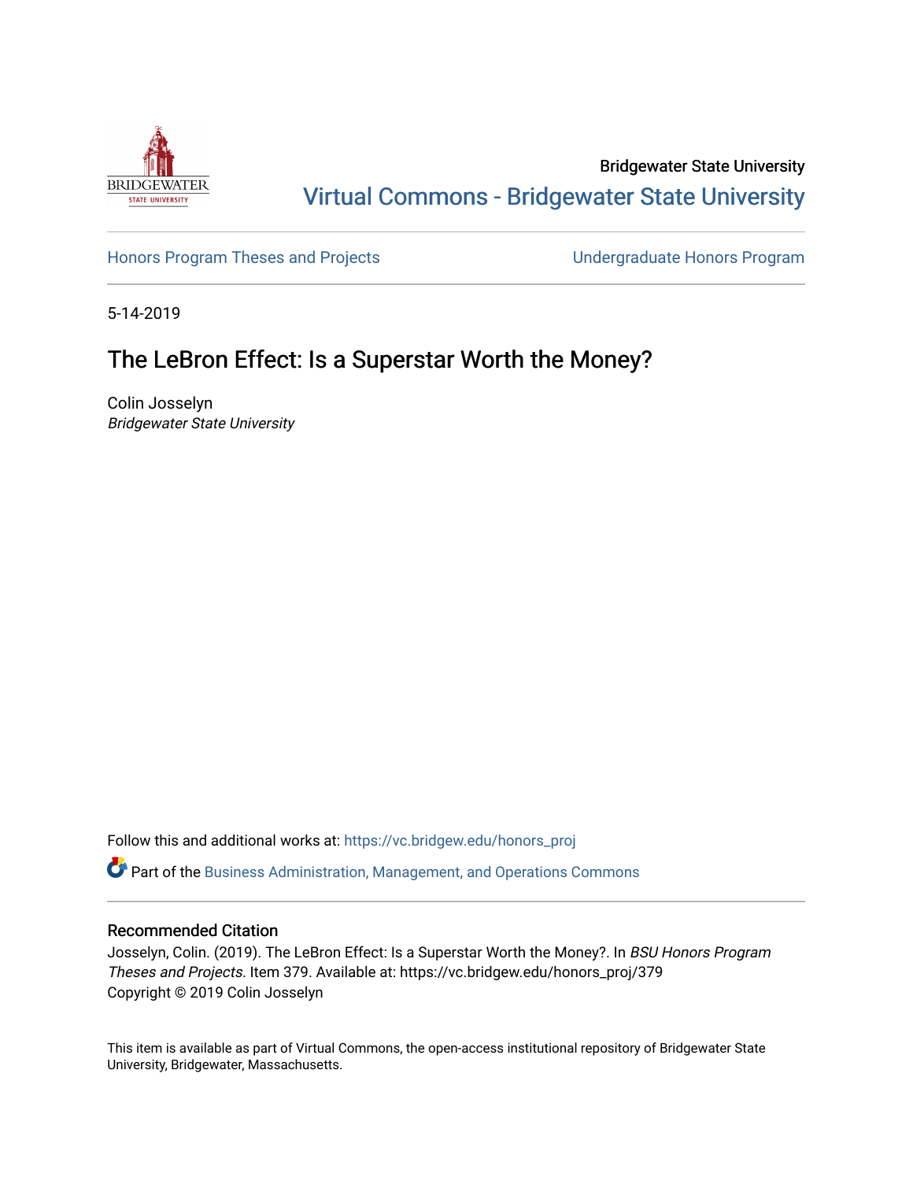Bridgewater State University

Virtual Commons - Bridgewater State University

Honors Program Theses and Projects

Undergraduate Honors Program

5-14-2019

# The LeBron Effect: Is a Superstar Worth the Money?

Colin Josselyn
*Bridgewater State University*

Follow this and additional works at: https://vc.bridgew.edu/honors_proj

Part of the Business Administration, Management, and Operations Commons

## Recommended Citation

Josselyn, Colin. (2019). The LeBron Effect: Is a Superstar Worth the Money?. In *BSU Honors Program Theses and Projects.* Item 379. Available at: https://vc.bridgew.edu/honors_proj/379
Copyright © 2019 Colin Josselyn

This item is available as part of Virtual Commons, the open-access institutional repository of Bridgewater State University, Bridgewater, Massachusetts.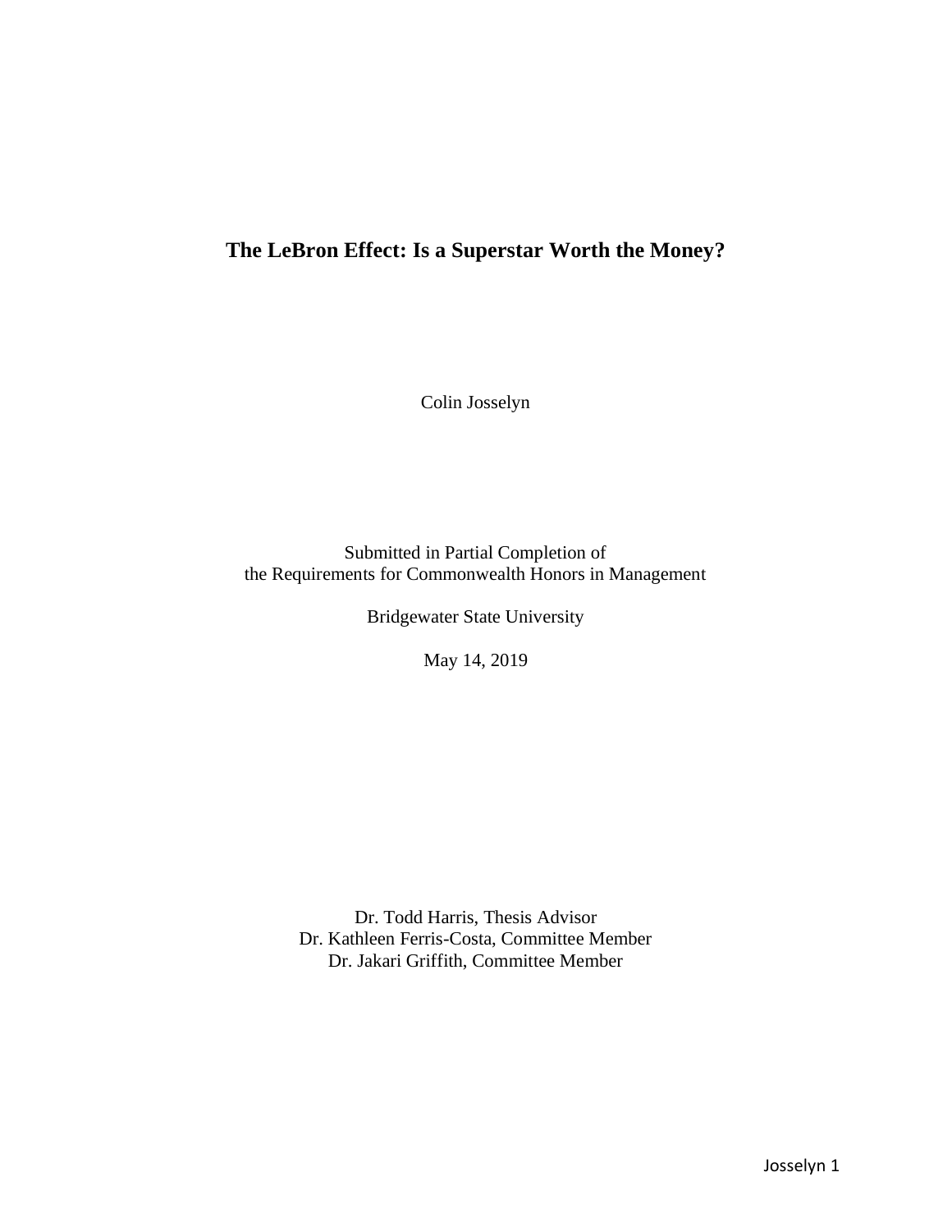# The LeBron Effect: Is a Superstar Worth the Money?

Colin Josselyn

Submitted in Partial Completion of
the Requirements for Commonwealth Honors in Management

Bridgewater State University

May 14, 2019

Dr. Todd Harris, Thesis Advisor
Dr. Kathleen Ferris-Costa, Committee Member
Dr. Jakari Griffith, Committee Member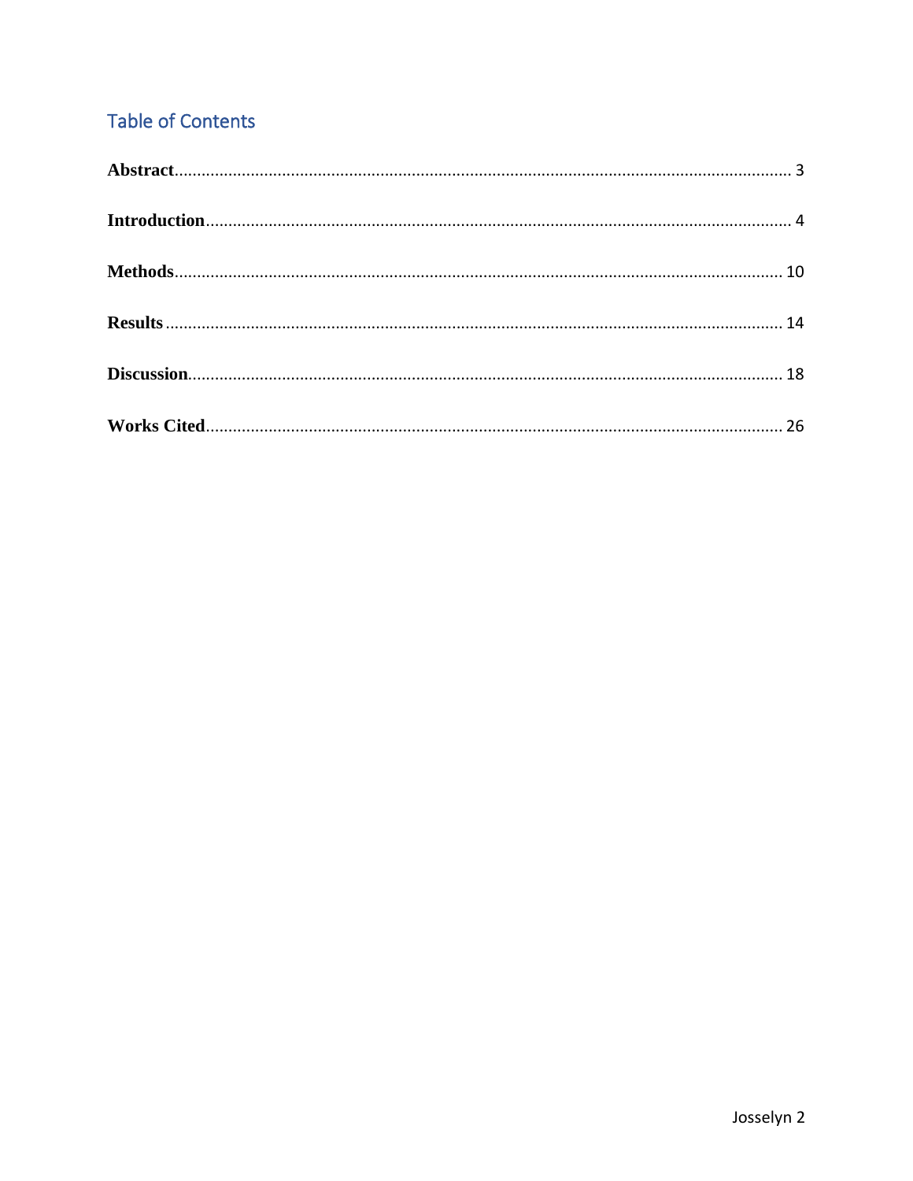## Table of Contents

**Abstract** .......... 3

**Introduction** .......... 4

**Methods** .......... 10

**Results** .......... 14

**Discussion** .......... 18

**Works Cited** .......... 26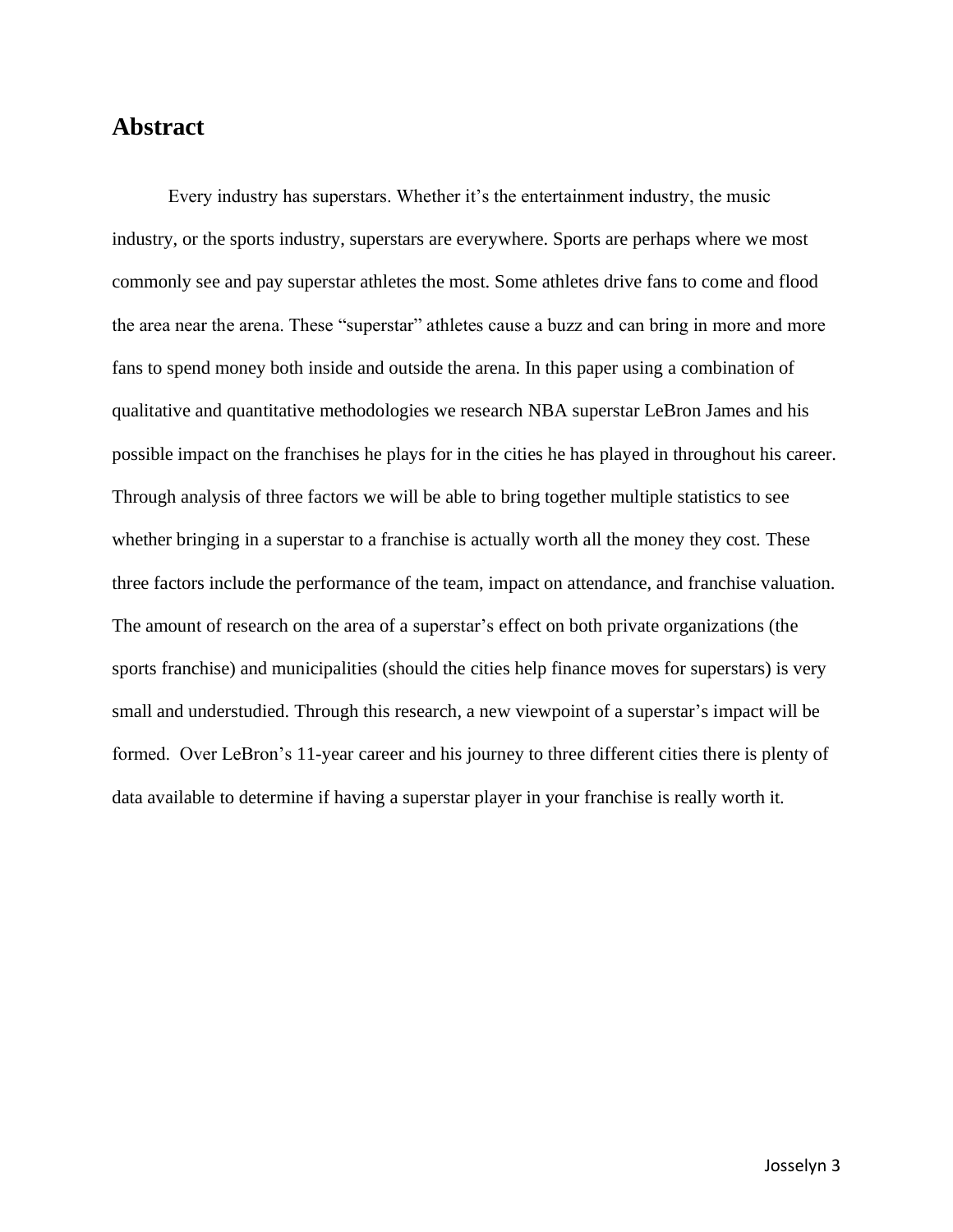## Abstract

Every industry has superstars. Whether it's the entertainment industry, the music industry, or the sports industry, superstars are everywhere. Sports are perhaps where we most commonly see and pay superstar athletes the most. Some athletes drive fans to come and flood the area near the arena. These "superstar" athletes cause a buzz and can bring in more and more fans to spend money both inside and outside the arena. In this paper using a combination of qualitative and quantitative methodologies we research NBA superstar LeBron James and his possible impact on the franchises he plays for in the cities he has played in throughout his career. Through analysis of three factors we will be able to bring together multiple statistics to see whether bringing in a superstar to a franchise is actually worth all the money they cost. These three factors include the performance of the team, impact on attendance, and franchise valuation. The amount of research on the area of a superstar's effect on both private organizations (the sports franchise) and municipalities (should the cities help finance moves for superstars) is very small and understudied. Through this research, a new viewpoint of a superstar's impact will be formed. Over LeBron's 11-year career and his journey to three different cities there is plenty of data available to determine if having a superstar player in your franchise is really worth it.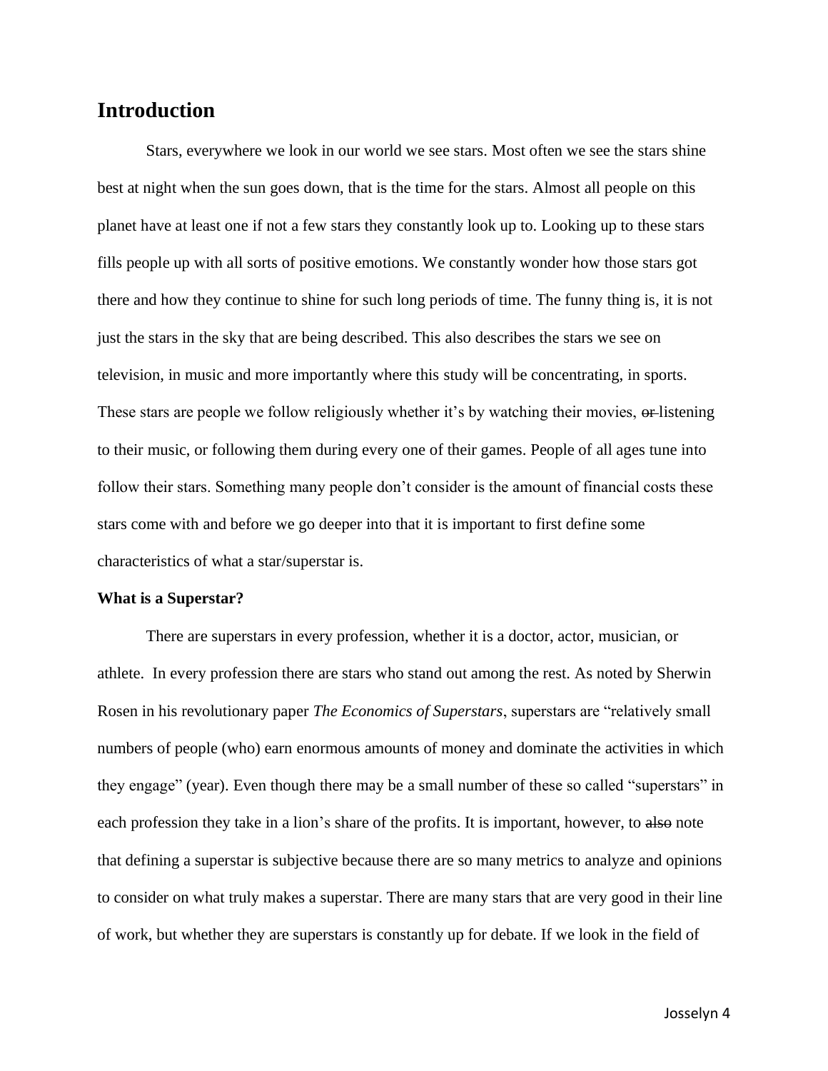## Introduction

Stars, everywhere we look in our world we see stars. Most often we see the stars shine best at night when the sun goes down, that is the time for the stars. Almost all people on this planet have at least one if not a few stars they constantly look up to. Looking up to these stars fills people up with all sorts of positive emotions. We constantly wonder how those stars got there and how they continue to shine for such long periods of time. The funny thing is, it is not just the stars in the sky that are being described. This also describes the stars we see on television, in music and more importantly where this study will be concentrating, in sports. These stars are people we follow religiously whether it's by watching their movies, ~~or~~ listening to their music, or following them during every one of their games. People of all ages tune into follow their stars. Something many people don't consider is the amount of financial costs these stars come with and before we go deeper into that it is important to first define some characteristics of what a star/superstar is.

**What is a Superstar?**

There are superstars in every profession, whether it is a doctor, actor, musician, or athlete. In every profession there are stars who stand out among the rest. As noted by Sherwin Rosen in his revolutionary paper *The Economics of Superstars*, superstars are "relatively small numbers of people (who) earn enormous amounts of money and dominate the activities in which they engage" (year). Even though there may be a small number of these so called "superstars" in each profession they take in a lion's share of the profits. It is important, however, to ~~also~~ note that defining a superstar is subjective because there are so many metrics to analyze and opinions to consider on what truly makes a superstar. There are many stars that are very good in their line of work, but whether they are superstars is constantly up for debate. If we look in the field of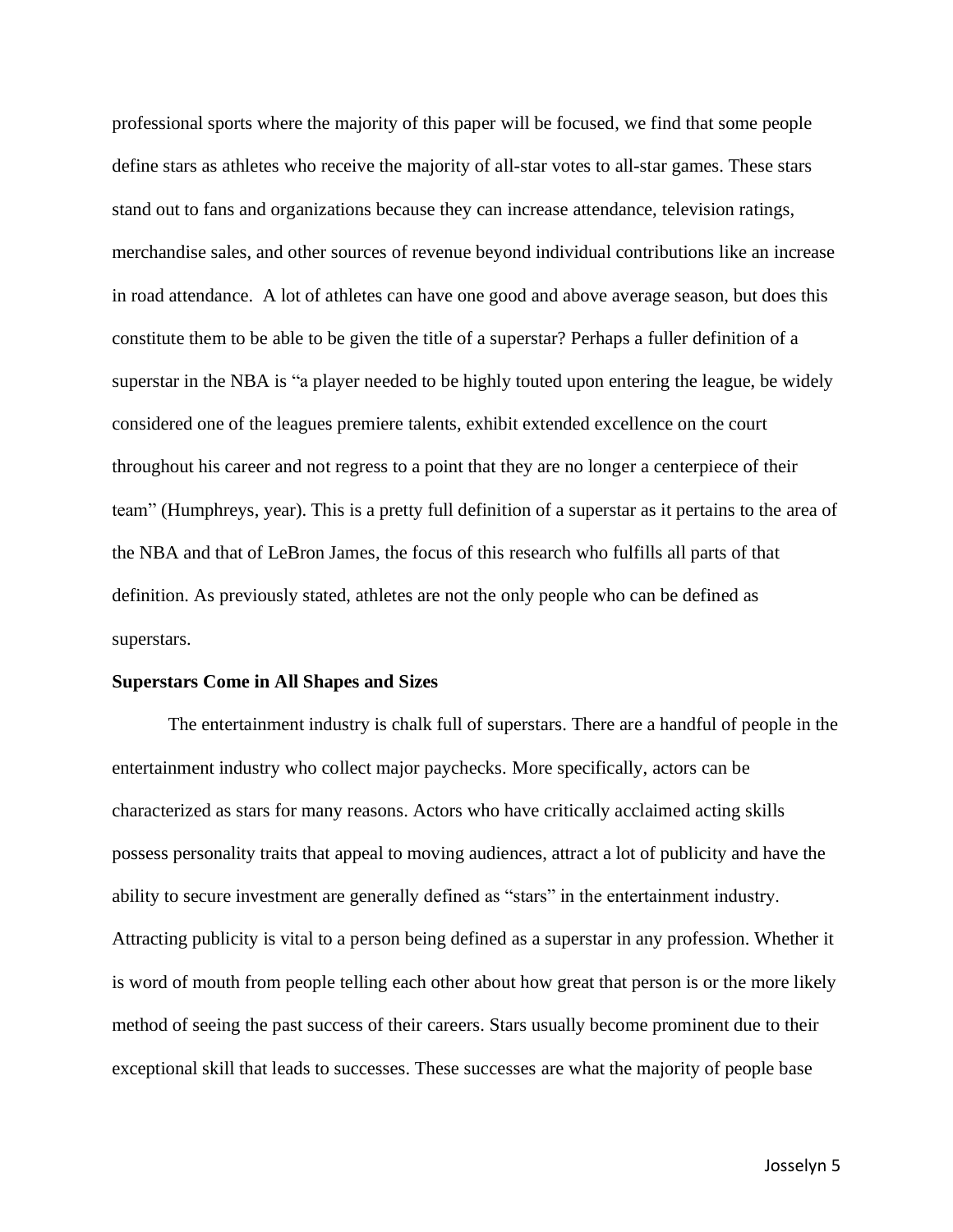professional sports where the majority of this paper will be focused, we find that some people define stars as athletes who receive the majority of all-star votes to all-star games. These stars stand out to fans and organizations because they can increase attendance, television ratings, merchandise sales, and other sources of revenue beyond individual contributions like an increase in road attendance. A lot of athletes can have one good and above average season, but does this constitute them to be able to be given the title of a superstar? Perhaps a fuller definition of a superstar in the NBA is "a player needed to be highly touted upon entering the league, be widely considered one of the leagues premiere talents, exhibit extended excellence on the court throughout his career and not regress to a point that they are no longer a centerpiece of their team" (Humphreys, year). This is a pretty full definition of a superstar as it pertains to the area of the NBA and that of LeBron James, the focus of this research who fulfills all parts of that definition. As previously stated, athletes are not the only people who can be defined as superstars.

**Superstars Come in All Shapes and Sizes**

The entertainment industry is chalk full of superstars. There are a handful of people in the entertainment industry who collect major paychecks. More specifically, actors can be characterized as stars for many reasons. Actors who have critically acclaimed acting skills possess personality traits that appeal to moving audiences, attract a lot of publicity and have the ability to secure investment are generally defined as "stars" in the entertainment industry. Attracting publicity is vital to a person being defined as a superstar in any profession. Whether it is word of mouth from people telling each other about how great that person is or the more likely method of seeing the past success of their careers. Stars usually become prominent due to their exceptional skill that leads to successes. These successes are what the majority of people base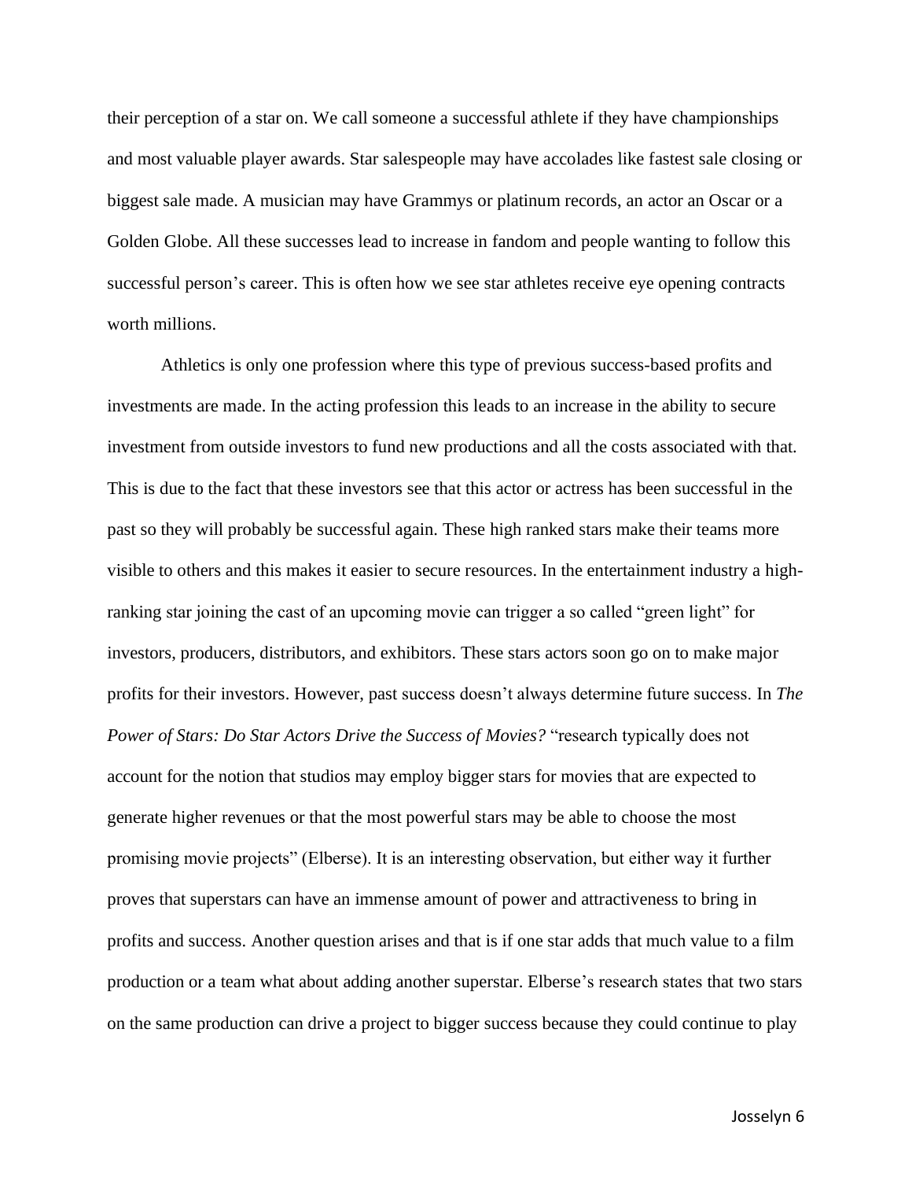their perception of a star on. We call someone a successful athlete if they have championships and most valuable player awards. Star salespeople may have accolades like fastest sale closing or biggest sale made. A musician may have Grammys or platinum records, an actor an Oscar or a Golden Globe. All these successes lead to increase in fandom and people wanting to follow this successful person's career. This is often how we see star athletes receive eye opening contracts worth millions.

Athletics is only one profession where this type of previous success-based profits and investments are made. In the acting profession this leads to an increase in the ability to secure investment from outside investors to fund new productions and all the costs associated with that. This is due to the fact that these investors see that this actor or actress has been successful in the past so they will probably be successful again. These high ranked stars make their teams more visible to others and this makes it easier to secure resources. In the entertainment industry a high-ranking star joining the cast of an upcoming movie can trigger a so called "green light" for investors, producers, distributors, and exhibitors. These stars actors soon go on to make major profits for their investors. However, past success doesn't always determine future success. In *The Power of Stars: Do Star Actors Drive the Success of Movies?* "research typically does not account for the notion that studios may employ bigger stars for movies that are expected to generate higher revenues or that the most powerful stars may be able to choose the most promising movie projects" (Elberse). It is an interesting observation, but either way it further proves that superstars can have an immense amount of power and attractiveness to bring in profits and success. Another question arises and that is if one star adds that much value to a film production or a team what about adding another superstar. Elberse's research states that two stars on the same production can drive a project to bigger success because they could continue to play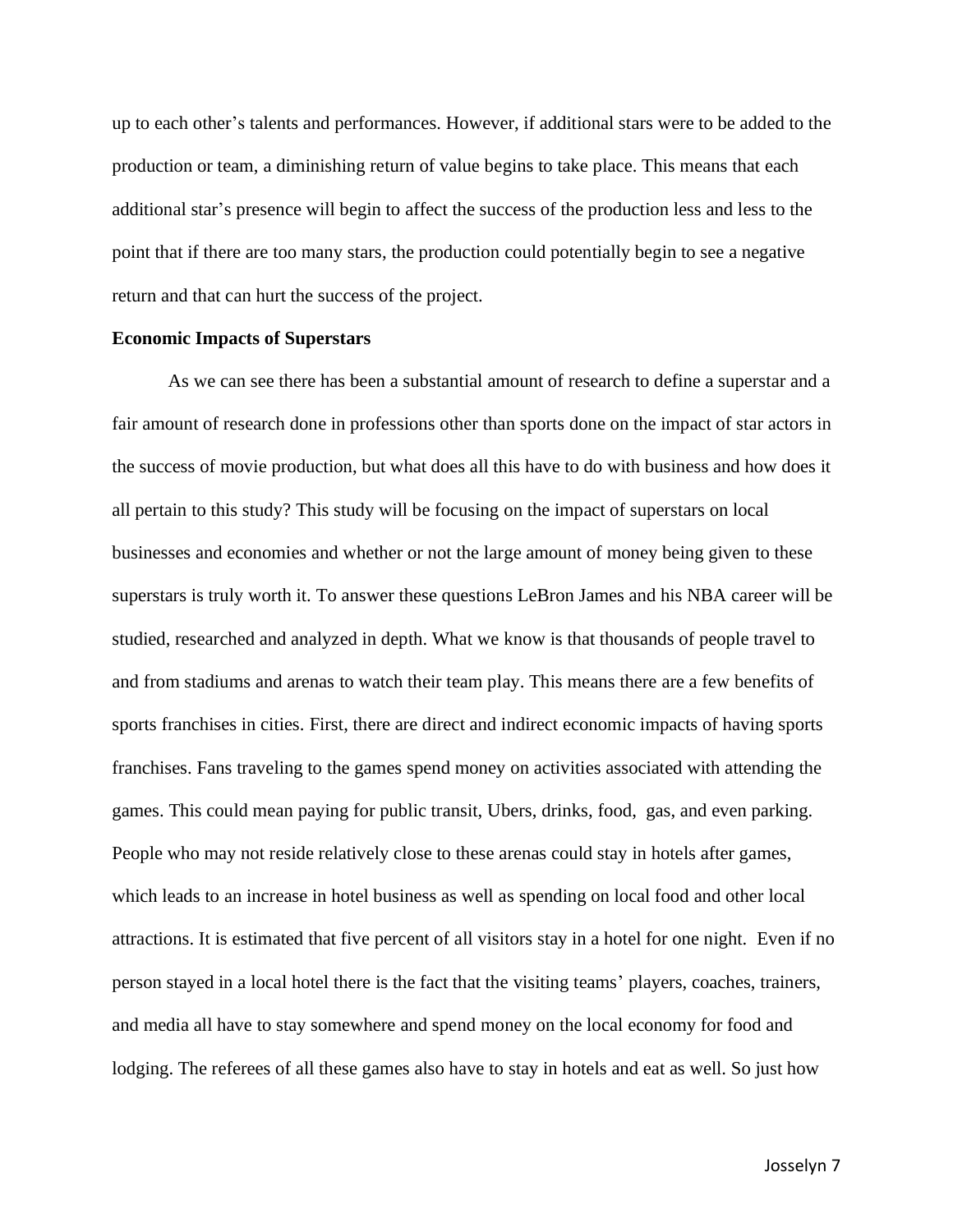up to each other's talents and performances. However, if additional stars were to be added to the production or team, a diminishing return of value begins to take place. This means that each additional star's presence will begin to affect the success of the production less and less to the point that if there are too many stars, the production could potentially begin to see a negative return and that can hurt the success of the project.

**Economic Impacts of Superstars**

As we can see there has been a substantial amount of research to define a superstar and a fair amount of research done in professions other than sports done on the impact of star actors in the success of movie production, but what does all this have to do with business and how does it all pertain to this study? This study will be focusing on the impact of superstars on local businesses and economies and whether or not the large amount of money being given to these superstars is truly worth it. To answer these questions LeBron James and his NBA career will be studied, researched and analyzed in depth. What we know is that thousands of people travel to and from stadiums and arenas to watch their team play. This means there are a few benefits of sports franchises in cities. First, there are direct and indirect economic impacts of having sports franchises. Fans traveling to the games spend money on activities associated with attending the games. This could mean paying for public transit, Ubers, drinks, food, gas, and even parking. People who may not reside relatively close to these arenas could stay in hotels after games, which leads to an increase in hotel business as well as spending on local food and other local attractions. It is estimated that five percent of all visitors stay in a hotel for one night. Even if no person stayed in a local hotel there is the fact that the visiting teams' players, coaches, trainers, and media all have to stay somewhere and spend money on the local economy for food and lodging. The referees of all these games also have to stay in hotels and eat as well. So just how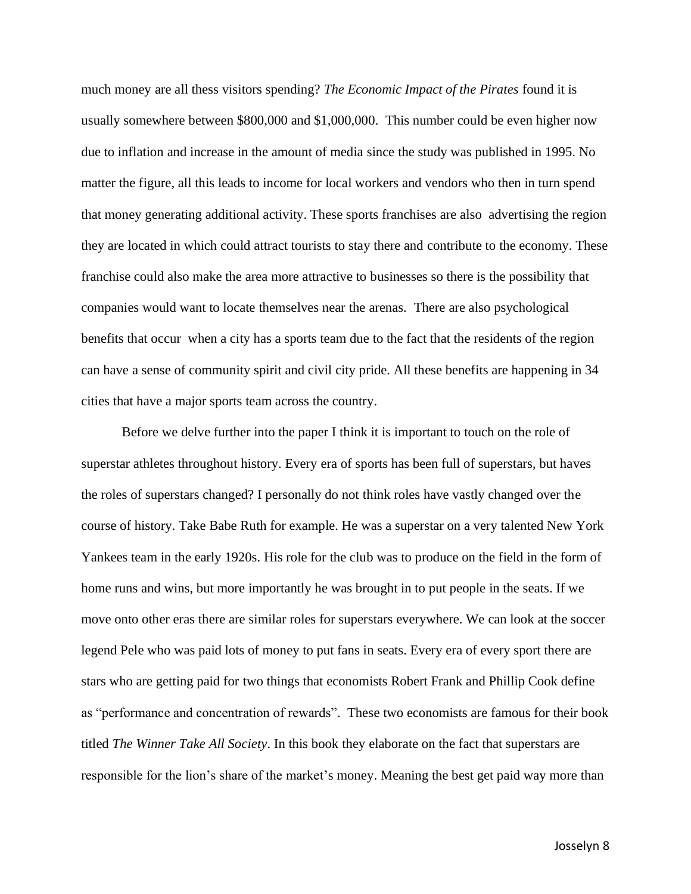much money are all thess visitors spending? *The Economic Impact of the Pirates* found it is usually somewhere between $800,000 and $1,000,000. This number could be even higher now due to inflation and increase in the amount of media since the study was published in 1995. No matter the figure, all this leads to income for local workers and vendors who then in turn spend that money generating additional activity. These sports franchises are also advertising the region they are located in which could attract tourists to stay there and contribute to the economy. These franchise could also make the area more attractive to businesses so there is the possibility that companies would want to locate themselves near the arenas. There are also psychological benefits that occur when a city has a sports team due to the fact that the residents of the region can have a sense of community spirit and civil city pride. All these benefits are happening in 34 cities that have a major sports team across the country.

Before we delve further into the paper I think it is important to touch on the role of superstar athletes throughout history. Every era of sports has been full of superstars, but haves the roles of superstars changed? I personally do not think roles have vastly changed over the course of history. Take Babe Ruth for example. He was a superstar on a very talented New York Yankees team in the early 1920s. His role for the club was to produce on the field in the form of home runs and wins, but more importantly he was brought in to put people in the seats. If we move onto other eras there are similar roles for superstars everywhere. We can look at the soccer legend Pele who was paid lots of money to put fans in seats. Every era of every sport there are stars who are getting paid for two things that economists Robert Frank and Phillip Cook define as "performance and concentration of rewards". These two economists are famous for their book titled *The Winner Take All Society*. In this book they elaborate on the fact that superstars are responsible for the lion's share of the market's money. Meaning the best get paid way more than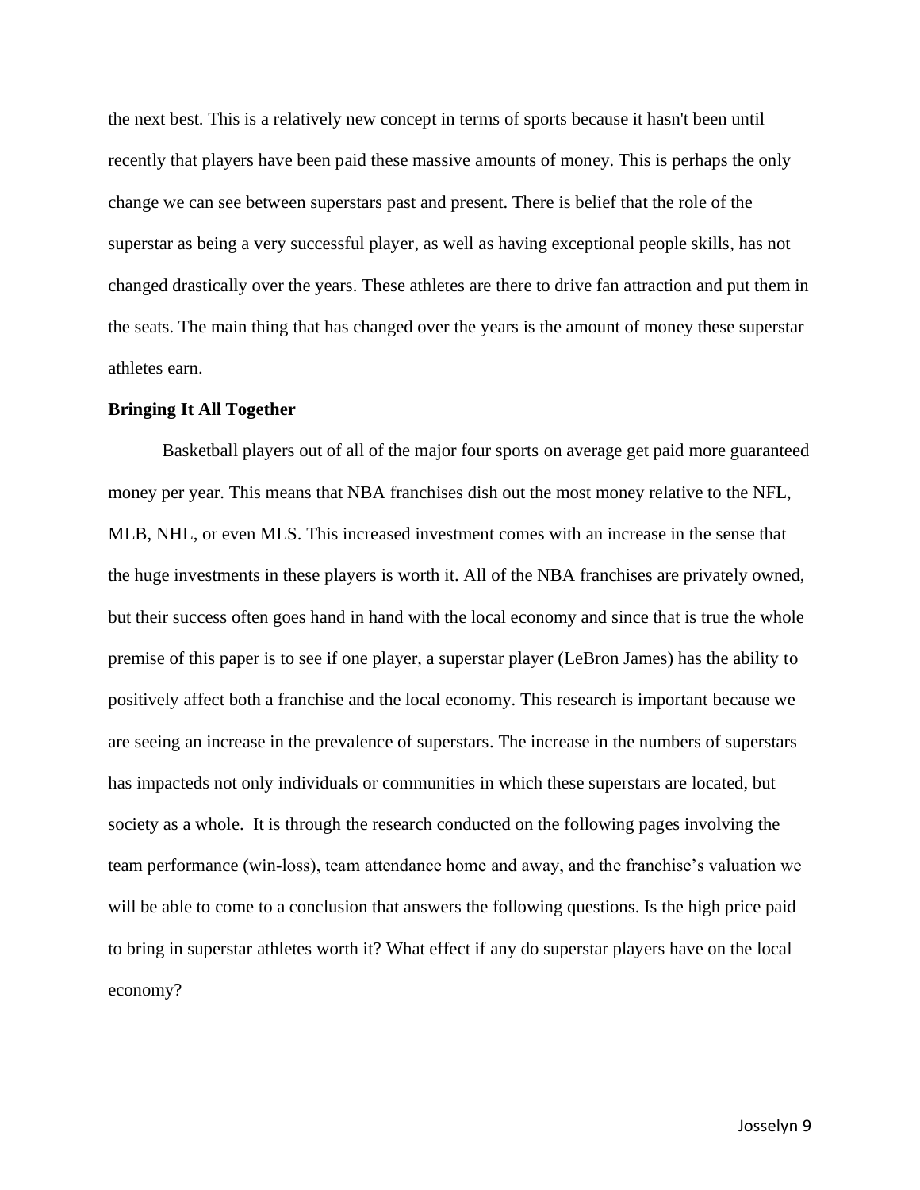the next best. This is a relatively new concept in terms of sports because it hasn't been until recently that players have been paid these massive amounts of money. This is perhaps the only change we can see between superstars past and present. There is belief that the role of the superstar as being a very successful player, as well as having exceptional people skills, has not changed drastically over the years. These athletes are there to drive fan attraction and put them in the seats. The main thing that has changed over the years is the amount of money these superstar athletes earn.

**Bringing It All Together**

Basketball players out of all of the major four sports on average get paid more guaranteed money per year. This means that NBA franchises dish out the most money relative to the NFL, MLB, NHL, or even MLS. This increased investment comes with an increase in the sense that the huge investments in these players is worth it. All of the NBA franchises are privately owned, but their success often goes hand in hand with the local economy and since that is true the whole premise of this paper is to see if one player, a superstar player (LeBron James) has the ability to positively affect both a franchise and the local economy. This research is important because we are seeing an increase in the prevalence of superstars. The increase in the numbers of superstars has impacteds not only individuals or communities in which these superstars are located, but society as a whole. It is through the research conducted on the following pages involving the team performance (win-loss), team attendance home and away, and the franchise's valuation we will be able to come to a conclusion that answers the following questions. Is the high price paid to bring in superstar athletes worth it? What effect if any do superstar players have on the local economy?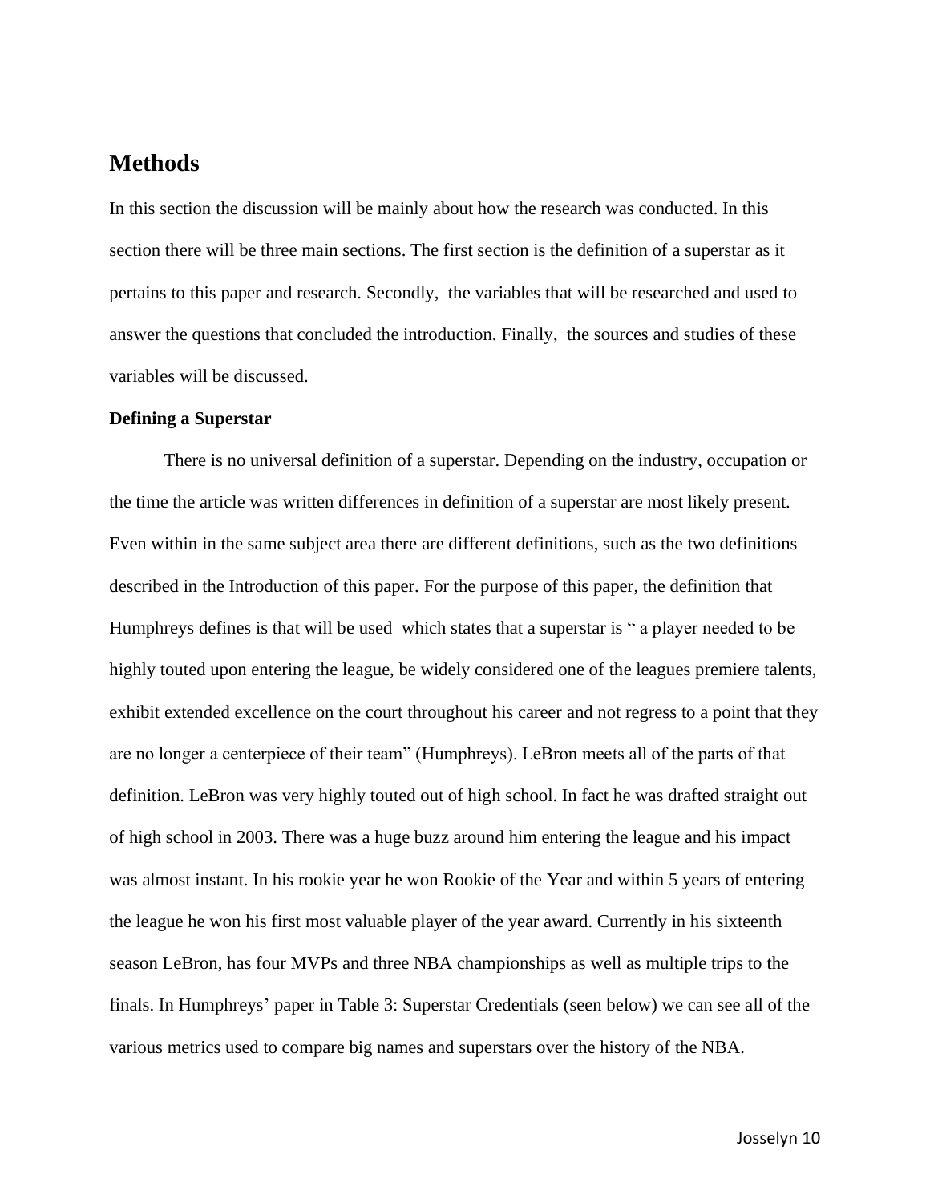## Methods

In this section the discussion will be mainly about how the research was conducted. In this section there will be three main sections. The first section is the definition of a superstar as it pertains to this paper and research. Secondly, the variables that will be researched and used to answer the questions that concluded the introduction. Finally, the sources and studies of these variables will be discussed.

### Defining a Superstar

There is no universal definition of a superstar. Depending on the industry, occupation or the time the article was written differences in definition of a superstar are most likely present. Even within in the same subject area there are different definitions, such as the two definitions described in the Introduction of this paper. For the purpose of this paper, the definition that Humphreys defines is that will be used which states that a superstar is " a player needed to be highly touted upon entering the league, be widely considered one of the leagues premiere talents, exhibit extended excellence on the court throughout his career and not regress to a point that they are no longer a centerpiece of their team" (Humphreys). LeBron meets all of the parts of that definition. LeBron was very highly touted out of high school. In fact he was drafted straight out of high school in 2003. There was a huge buzz around him entering the league and his impact was almost instant. In his rookie year he won Rookie of the Year and within 5 years of entering the league he won his first most valuable player of the year award. Currently in his sixteenth season LeBron, has four MVPs and three NBA championships as well as multiple trips to the finals. In Humphreys' paper in Table 3: Superstar Credentials (seen below) we can see all of the various metrics used to compare big names and superstars over the history of the NBA.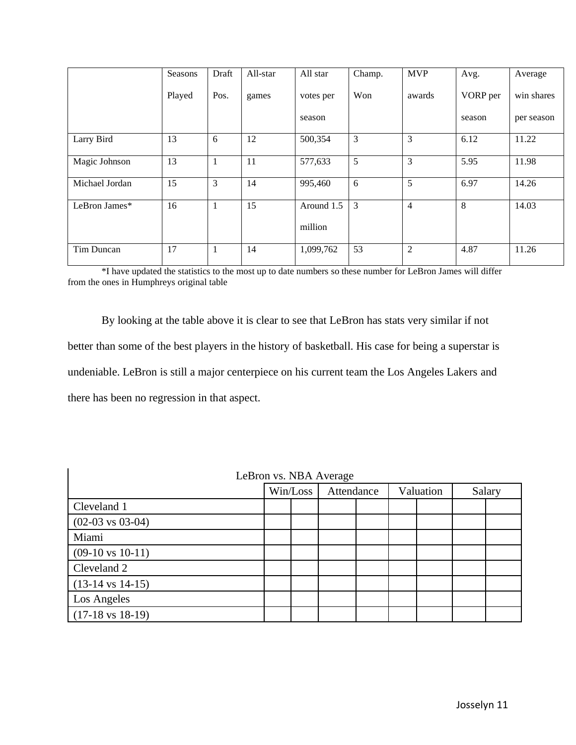| | Seasons Played | Draft Pos. | All-star games | All star votes per season | Champ. Won | MVP awards | Avg. VORP per season | Average win shares per season |
|---|---|---|---|---|---|---|---|---|
| Larry Bird | 13 | 6 | 12 | 500,354 | 3 | 3 | 6.12 | 11.22 |
| Magic Johnson | 13 | 1 | 11 | 577,633 | 5 | 3 | 5.95 | 11.98 |
| Michael Jordan | 15 | 3 | 14 | 995,460 | 6 | 5 | 6.97 | 14.26 |
| LeBron James* | 16 | 1 | 15 | Around 1.5 million | 3 | 4 | 8 | 14.03 |
| Tim Duncan | 17 | 1 | 14 | 1,099,762 | 53 | 2 | 4.87 | 11.26 |

*I have updated the statistics to the most up to date numbers so these number for LeBron James will differ from the ones in Humphreys original table

By looking at the table above it is clear to see that LeBron has stats very similar if not better than some of the best players in the history of basketball. His case for being a superstar is undeniable. LeBron is still a major centerpiece on his current team the Los Angeles Lakers and there has been no regression in that aspect.

| LeBron vs. NBA Average | | | | | | | | |
|---|---|---|---|---|---|---|---|---|
| | Win/Loss | | Attendance | | Valuation | | Salary | |
| Cleveland 1 | | | | | | | | |
| (02-03 vs 03-04) | | | | | | | | |
| Miami | | | | | | | | |
| (09-10 vs 10-11) | | | | | | | | |
| Cleveland 2 | | | | | | | | |
| (13-14 vs 14-15) | | | | | | | | |
| Los Angeles | | | | | | | | |
| (17-18 vs 18-19) | | | | | | | | |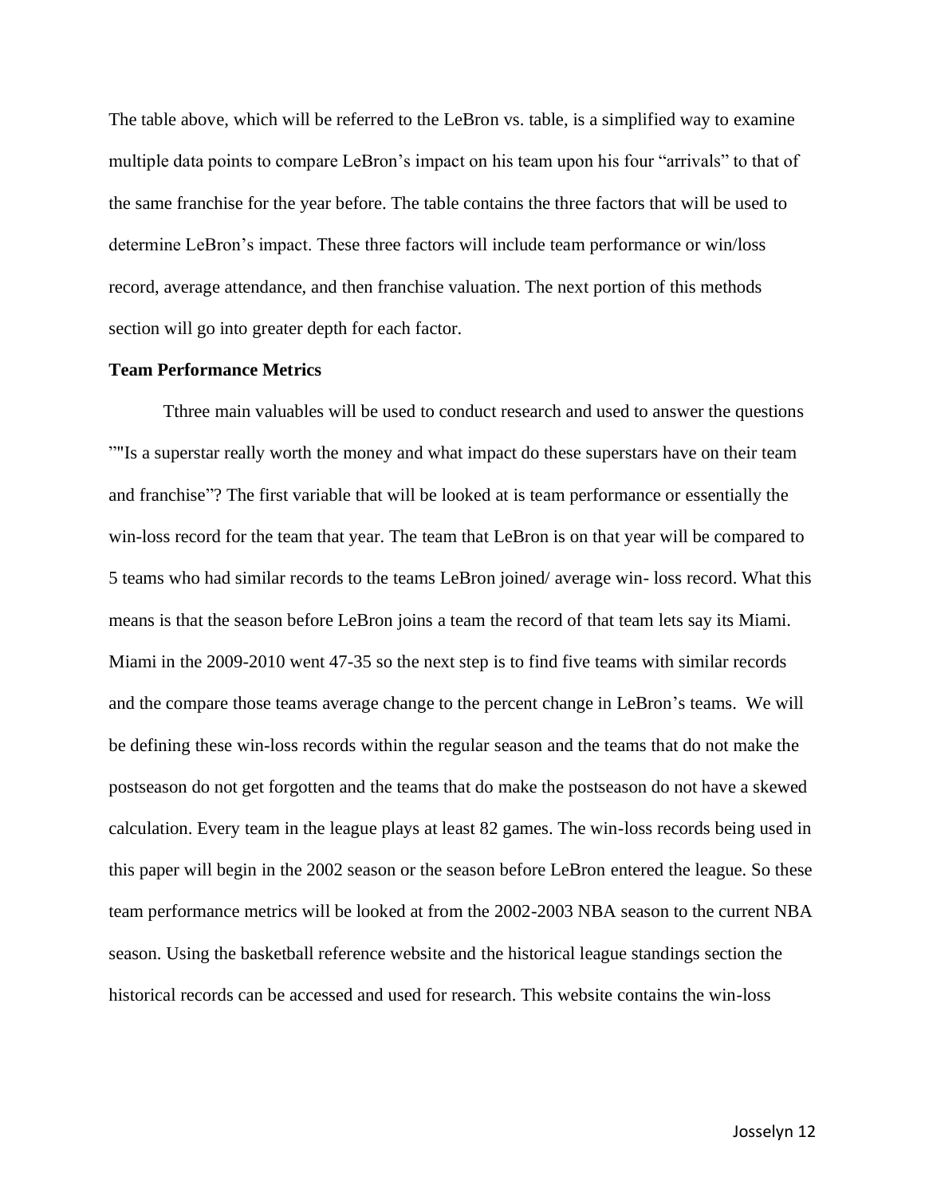The table above, which will be referred to the LeBron vs. table, is a simplified way to examine multiple data points to compare LeBron's impact on his team upon his four "arrivals" to that of the same franchise for the year before. The table contains the three factors that will be used to determine LeBron's impact. These three factors will include team performance or win/loss record, average attendance, and then franchise valuation. The next portion of this methods section will go into greater depth for each factor.

**Team Performance Metrics**

Tthree main valuables will be used to conduct research and used to answer the questions ""Is a superstar really worth the money and what impact do these superstars have on their team and franchise"? The first variable that will be looked at is team performance or essentially the win-loss record for the team that year. The team that LeBron is on that year will be compared to 5 teams who had similar records to the teams LeBron joined/ average win- loss record. What this means is that the season before LeBron joins a team the record of that team lets say its Miami. Miami in the 2009-2010 went 47-35 so the next step is to find five teams with similar records and the compare those teams average change to the percent change in LeBron's teams. We will be defining these win-loss records within the regular season and the teams that do not make the postseason do not get forgotten and the teams that do make the postseason do not have a skewed calculation. Every team in the league plays at least 82 games. The win-loss records being used in this paper will begin in the 2002 season or the season before LeBron entered the league. So these team performance metrics will be looked at from the 2002-2003 NBA season to the current NBA season. Using the basketball reference website and the historical league standings section the historical records can be accessed and used for research. This website contains the win-loss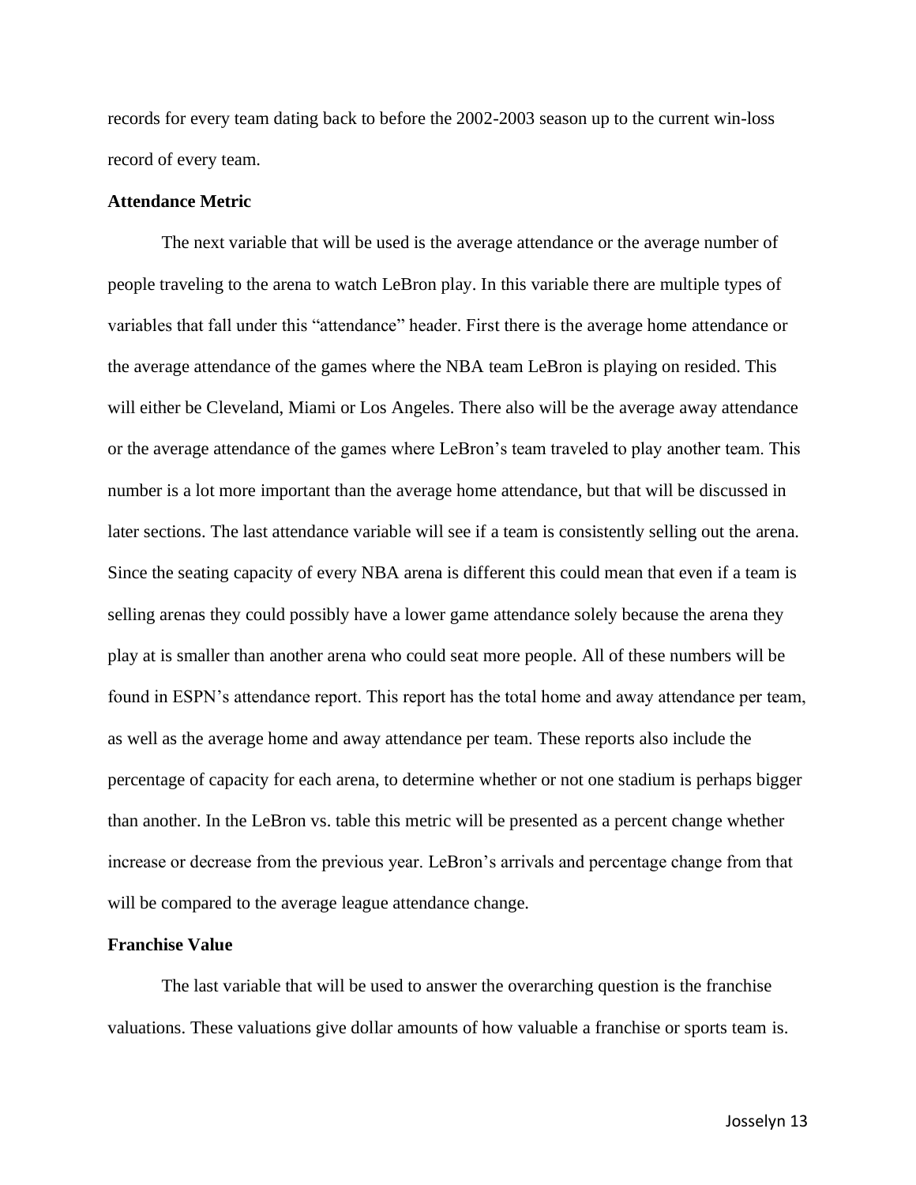records for every team dating back to before the 2002-2003 season up to the current win-loss record of every team.

### Attendance Metric

The next variable that will be used is the average attendance or the average number of people traveling to the arena to watch LeBron play. In this variable there are multiple types of variables that fall under this "attendance" header. First there is the average home attendance or the average attendance of the games where the NBA team LeBron is playing on resided. This will either be Cleveland, Miami or Los Angeles. There also will be the average away attendance or the average attendance of the games where LeBron's team traveled to play another team. This number is a lot more important than the average home attendance, but that will be discussed in later sections. The last attendance variable will see if a team is consistently selling out the arena. Since the seating capacity of every NBA arena is different this could mean that even if a team is selling arenas they could possibly have a lower game attendance solely because the arena they play at is smaller than another arena who could seat more people. All of these numbers will be found in ESPN's attendance report. This report has the total home and away attendance per team, as well as the average home and away attendance per team. These reports also include the percentage of capacity for each arena, to determine whether or not one stadium is perhaps bigger than another. In the LeBron vs. table this metric will be presented as a percent change whether increase or decrease from the previous year. LeBron's arrivals and percentage change from that will be compared to the average league attendance change.

### Franchise Value

The last variable that will be used to answer the overarching question is the franchise valuations. These valuations give dollar amounts of how valuable a franchise or sports team is.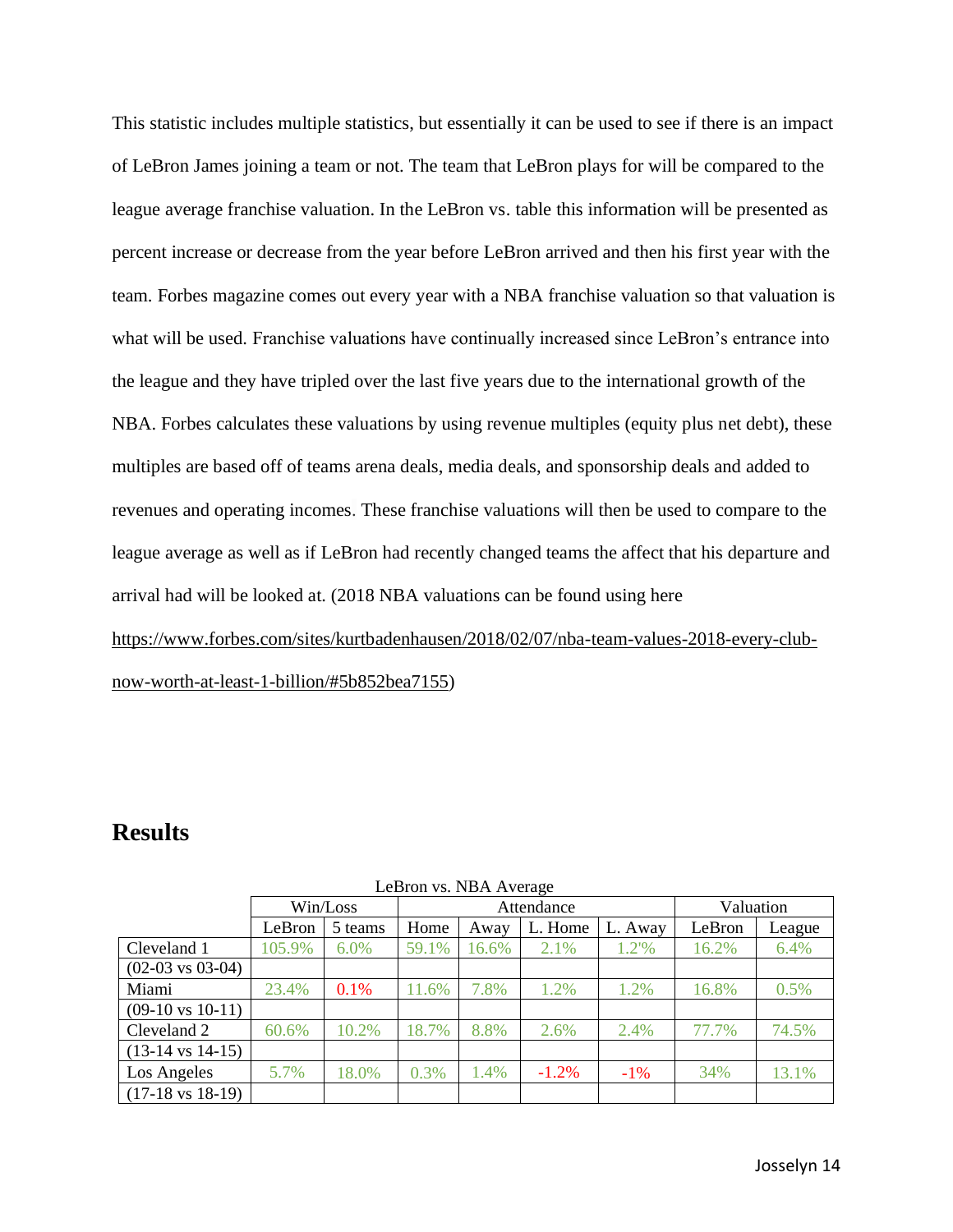This statistic includes multiple statistics, but essentially it can be used to see if there is an impact of LeBron James joining a team or not. The team that LeBron plays for will be compared to the league average franchise valuation. In the LeBron vs. table this information will be presented as percent increase or decrease from the year before LeBron arrived and then his first year with the team. Forbes magazine comes out every year with a NBA franchise valuation so that valuation is what will be used. Franchise valuations have continually increased since LeBron's entrance into the league and they have tripled over the last five years due to the international growth of the NBA. Forbes calculates these valuations by using revenue multiples (equity plus net debt), these multiples are based off of teams arena deals, media deals, and sponsorship deals and added to revenues and operating incomes. These franchise valuations will then be used to compare to the league average as well as if LeBron had recently changed teams the affect that his departure and arrival had will be looked at. (2018 NBA valuations can be found using here https://www.forbes.com/sites/kurtbadenhausen/2018/02/07/nba-team-values-2018-every-club-now-worth-at-least-1-billion/#5b852bea7155)

## Results

LeBron vs. NBA Average

| | Win/Loss | | Attendance | | | | Valuation | |
|---|---|---|---|---|---|---|---|---|
| | LeBron | 5 teams | Home | Away | L. Home | L. Away | LeBron | League |
| Cleveland 1 (02-03 vs 03-04) | 105.9% | 6.0% | 59.1% | 16.6% | 2.1% | 1.2'% | 16.2% | 6.4% |
| Miami (09-10 vs 10-11) | 23.4% | 0.1% | 11.6% | 7.8% | 1.2% | 1.2% | 16.8% | 0.5% |
| Cleveland 2 (13-14 vs 14-15) | 60.6% | 10.2% | 18.7% | 8.8% | 2.6% | 2.4% | 77.7% | 74.5% |
| Los Angeles (17-18 vs 18-19) | 5.7% | 18.0% | 0.3% | 1.4% | -1.2% | -1% | 34% | 13.1% |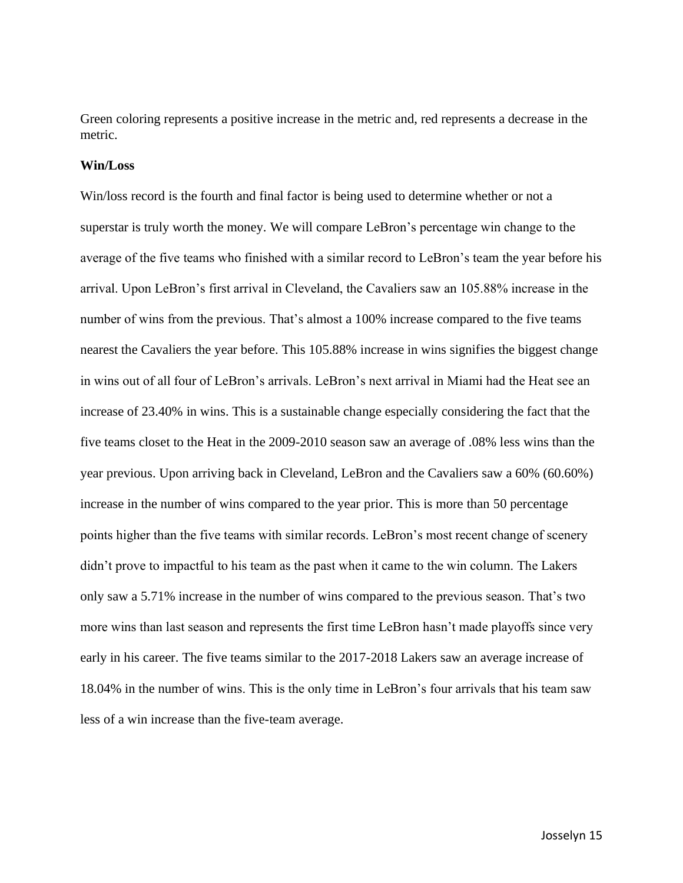Green coloring represents a positive increase in the metric and, red represents a decrease in the metric.

**Win/Loss**

Win/loss record is the fourth and final factor is being used to determine whether or not a superstar is truly worth the money. We will compare LeBron's percentage win change to the average of the five teams who finished with a similar record to LeBron's team the year before his arrival. Upon LeBron's first arrival in Cleveland, the Cavaliers saw an 105.88% increase in the number of wins from the previous. That's almost a 100% increase compared to the five teams nearest the Cavaliers the year before. This 105.88% increase in wins signifies the biggest change in wins out of all four of LeBron's arrivals. LeBron's next arrival in Miami had the Heat see an increase of 23.40% in wins. This is a sustainable change especially considering the fact that the five teams closet to the Heat in the 2009-2010 season saw an average of .08% less wins than the year previous. Upon arriving back in Cleveland, LeBron and the Cavaliers saw a 60% (60.60%) increase in the number of wins compared to the year prior. This is more than 50 percentage points higher than the five teams with similar records. LeBron's most recent change of scenery didn't prove to impactful to his team as the past when it came to the win column. The Lakers only saw a 5.71% increase in the number of wins compared to the previous season. That's two more wins than last season and represents the first time LeBron hasn't made playoffs since very early in his career. The five teams similar to the 2017-2018 Lakers saw an average increase of 18.04% in the number of wins. This is the only time in LeBron's four arrivals that his team saw less of a win increase than the five-team average.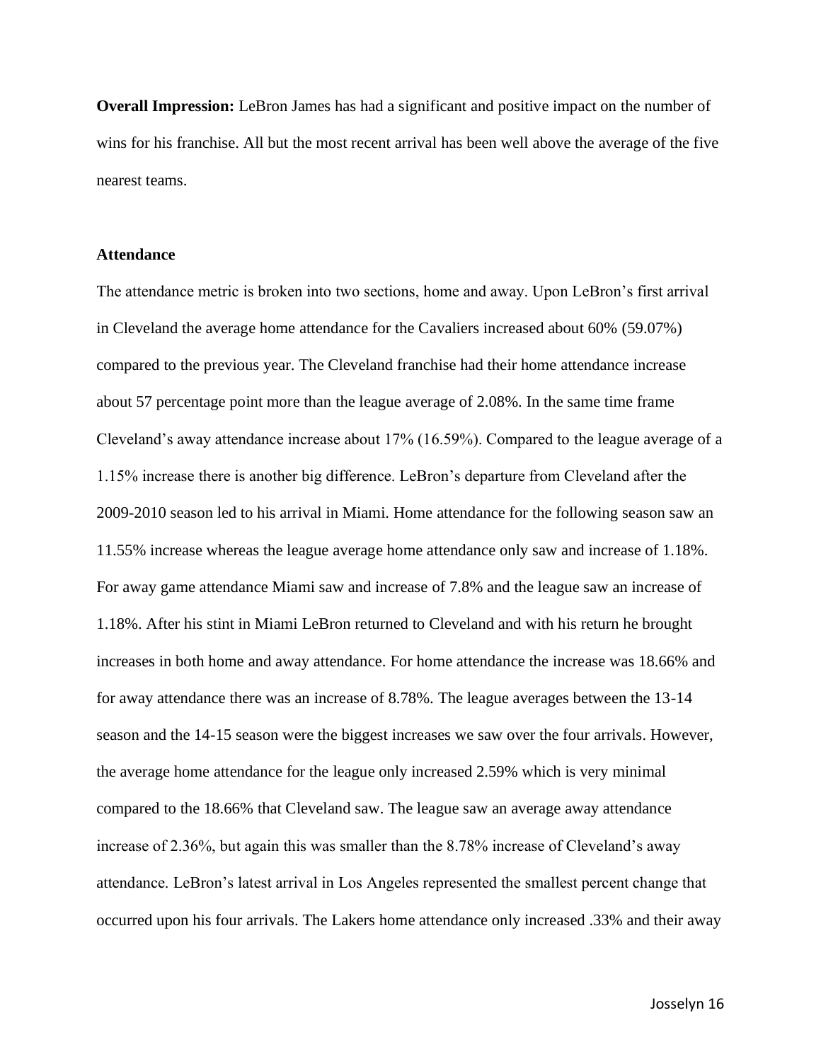**Overall Impression:** LeBron James has had a significant and positive impact on the number of wins for his franchise. All but the most recent arrival has been well above the average of the five nearest teams.

**Attendance**

The attendance metric is broken into two sections, home and away. Upon LeBron's first arrival in Cleveland the average home attendance for the Cavaliers increased about 60% (59.07%) compared to the previous year. The Cleveland franchise had their home attendance increase about 57 percentage point more than the league average of 2.08%. In the same time frame Cleveland's away attendance increase about 17% (16.59%). Compared to the league average of a 1.15% increase there is another big difference. LeBron's departure from Cleveland after the 2009-2010 season led to his arrival in Miami. Home attendance for the following season saw an 11.55% increase whereas the league average home attendance only saw and increase of 1.18%. For away game attendance Miami saw and increase of 7.8% and the league saw an increase of 1.18%. After his stint in Miami LeBron returned to Cleveland and with his return he brought increases in both home and away attendance. For home attendance the increase was 18.66% and for away attendance there was an increase of 8.78%. The league averages between the 13-14 season and the 14-15 season were the biggest increases we saw over the four arrivals. However, the average home attendance for the league only increased 2.59% which is very minimal compared to the 18.66% that Cleveland saw. The league saw an average away attendance increase of 2.36%, but again this was smaller than the 8.78% increase of Cleveland's away attendance. LeBron's latest arrival in Los Angeles represented the smallest percent change that occurred upon his four arrivals. The Lakers home attendance only increased .33% and their away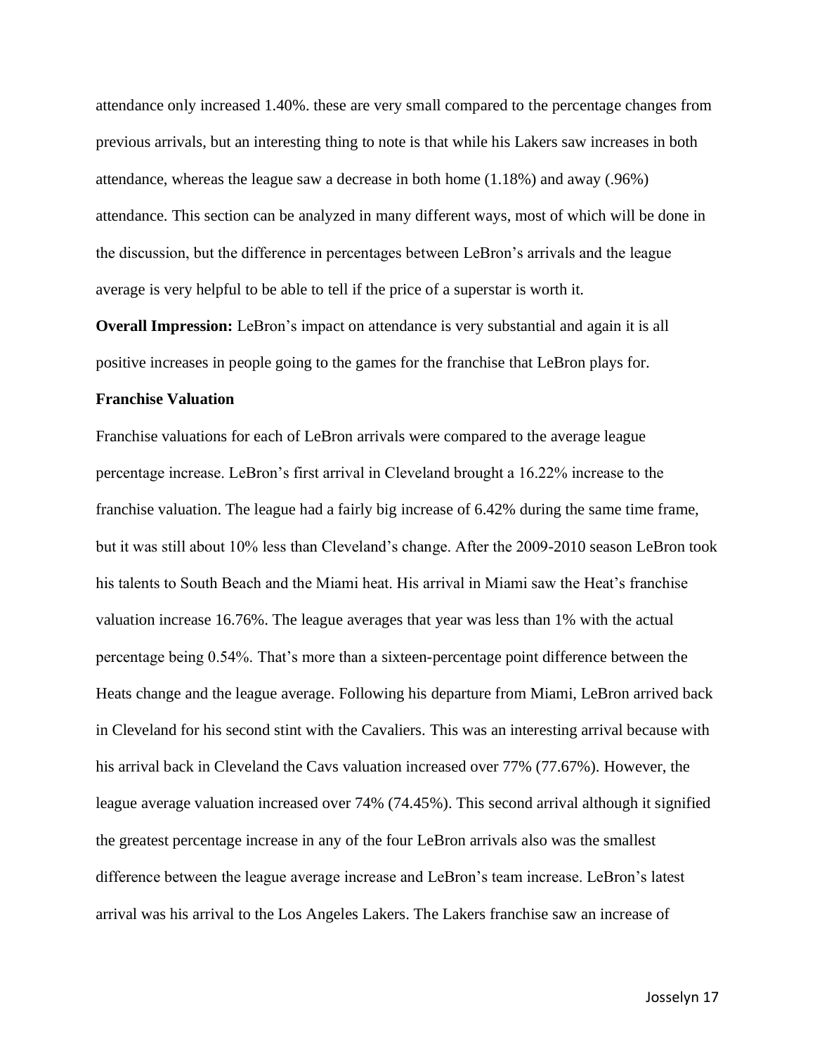attendance only increased 1.40%. these are very small compared to the percentage changes from previous arrivals, but an interesting thing to note is that while his Lakers saw increases in both attendance, whereas the league saw a decrease in both home (1.18%) and away (.96%) attendance. This section can be analyzed in many different ways, most of which will be done in the discussion, but the difference in percentages between LeBron's arrivals and the league average is very helpful to be able to tell if the price of a superstar is worth it.

**Overall Impression:** LeBron's impact on attendance is very substantial and again it is all positive increases in people going to the games for the franchise that LeBron plays for.

**Franchise Valuation**

Franchise valuations for each of LeBron arrivals were compared to the average league percentage increase. LeBron's first arrival in Cleveland brought a 16.22% increase to the franchise valuation. The league had a fairly big increase of 6.42% during the same time frame, but it was still about 10% less than Cleveland's change. After the 2009-2010 season LeBron took his talents to South Beach and the Miami heat. His arrival in Miami saw the Heat's franchise valuation increase 16.76%. The league averages that year was less than 1% with the actual percentage being 0.54%. That's more than a sixteen-percentage point difference between the Heats change and the league average. Following his departure from Miami, LeBron arrived back in Cleveland for his second stint with the Cavaliers. This was an interesting arrival because with his arrival back in Cleveland the Cavs valuation increased over 77% (77.67%). However, the league average valuation increased over 74% (74.45%). This second arrival although it signified the greatest percentage increase in any of the four LeBron arrivals also was the smallest difference between the league average increase and LeBron's team increase. LeBron's latest arrival was his arrival to the Los Angeles Lakers. The Lakers franchise saw an increase of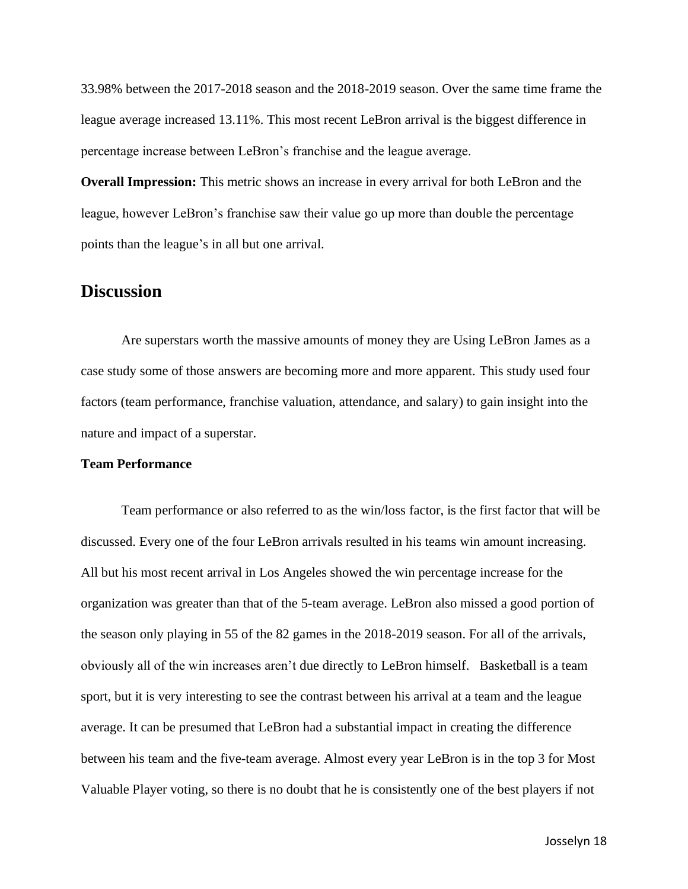33.98% between the 2017-2018 season and the 2018-2019 season. Over the same time frame the league average increased 13.11%. This most recent LeBron arrival is the biggest difference in percentage increase between LeBron's franchise and the league average.

**Overall Impression:** This metric shows an increase in every arrival for both LeBron and the league, however LeBron's franchise saw their value go up more than double the percentage points than the league's in all but one arrival.

## Discussion

Are superstars worth the massive amounts of money they are Using LeBron James as a case study some of those answers are becoming more and more apparent. This study used four factors (team performance, franchise valuation, attendance, and salary) to gain insight into the nature and impact of a superstar.

**Team Performance**

Team performance or also referred to as the win/loss factor, is the first factor that will be discussed. Every one of the four LeBron arrivals resulted in his teams win amount increasing. All but his most recent arrival in Los Angeles showed the win percentage increase for the organization was greater than that of the 5-team average. LeBron also missed a good portion of the season only playing in 55 of the 82 games in the 2018-2019 season. For all of the arrivals, obviously all of the win increases aren't due directly to LeBron himself. Basketball is a team sport, but it is very interesting to see the contrast between his arrival at a team and the league average. It can be presumed that LeBron had a substantial impact in creating the difference between his team and the five-team average. Almost every year LeBron is in the top 3 for Most Valuable Player voting, so there is no doubt that he is consistently one of the best players if not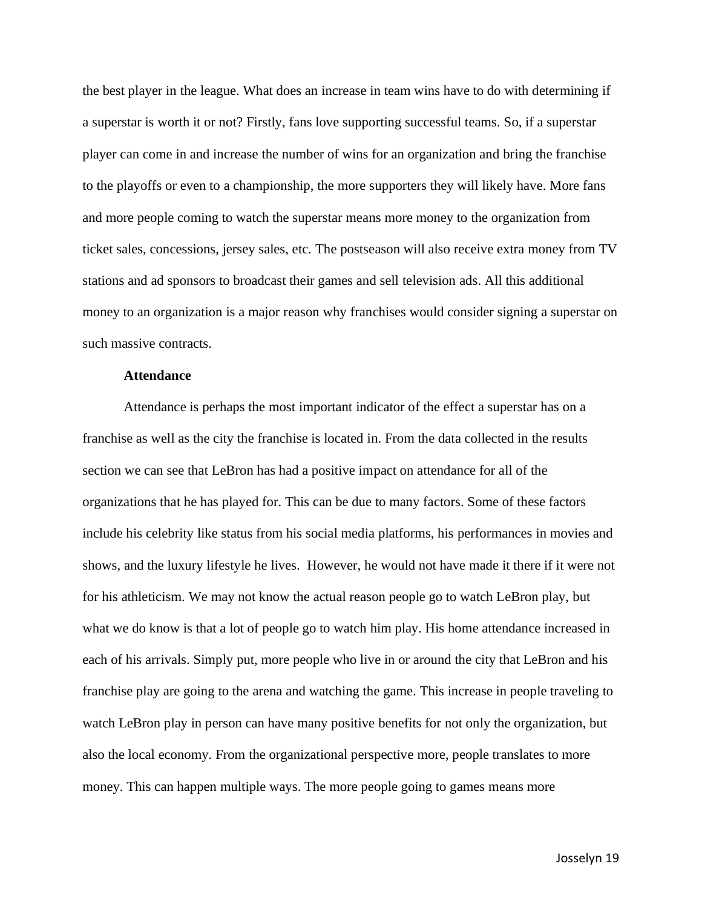the best player in the league. What does an increase in team wins have to do with determining if a superstar is worth it or not? Firstly, fans love supporting successful teams. So, if a superstar player can come in and increase the number of wins for an organization and bring the franchise to the playoffs or even to a championship, the more supporters they will likely have. More fans and more people coming to watch the superstar means more money to the organization from ticket sales, concessions, jersey sales, etc. The postseason will also receive extra money from TV stations and ad sponsors to broadcast their games and sell television ads. All this additional money to an organization is a major reason why franchises would consider signing a superstar on such massive contracts.

**Attendance**

Attendance is perhaps the most important indicator of the effect a superstar has on a franchise as well as the city the franchise is located in. From the data collected in the results section we can see that LeBron has had a positive impact on attendance for all of the organizations that he has played for. This can be due to many factors. Some of these factors include his celebrity like status from his social media platforms, his performances in movies and shows, and the luxury lifestyle he lives. However, he would not have made it there if it were not for his athleticism. We may not know the actual reason people go to watch LeBron play, but what we do know is that a lot of people go to watch him play. His home attendance increased in each of his arrivals. Simply put, more people who live in or around the city that LeBron and his franchise play are going to the arena and watching the game. This increase in people traveling to watch LeBron play in person can have many positive benefits for not only the organization, but also the local economy. From the organizational perspective more, people translates to more money. This can happen multiple ways. The more people going to games means more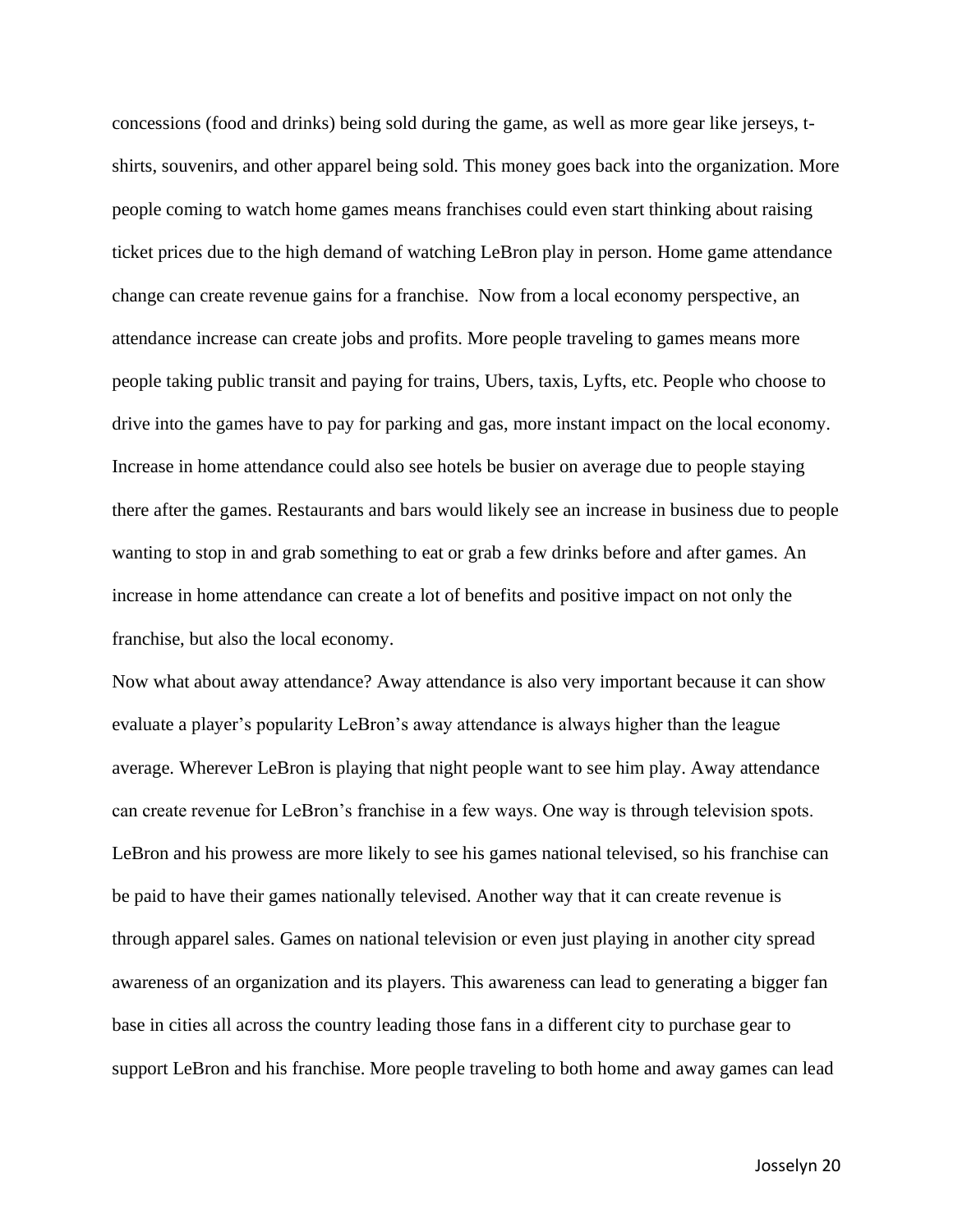concessions (food and drinks) being sold during the game, as well as more gear like jerseys, t-shirts, souvenirs, and other apparel being sold. This money goes back into the organization. More people coming to watch home games means franchises could even start thinking about raising ticket prices due to the high demand of watching LeBron play in person. Home game attendance change can create revenue gains for a franchise.  Now from a local economy perspective, an attendance increase can create jobs and profits. More people traveling to games means more people taking public transit and paying for trains, Ubers, taxis, Lyfts, etc. People who choose to drive into the games have to pay for parking and gas, more instant impact on the local economy. Increase in home attendance could also see hotels be busier on average due to people staying there after the games. Restaurants and bars would likely see an increase in business due to people wanting to stop in and grab something to eat or grab a few drinks before and after games. An increase in home attendance can create a lot of benefits and positive impact on not only the franchise, but also the local economy.

Now what about away attendance? Away attendance is also very important because it can show evaluate a player's popularity LeBron's away attendance is always higher than the league average. Wherever LeBron is playing that night people want to see him play. Away attendance can create revenue for LeBron's franchise in a few ways. One way is through television spots. LeBron and his prowess are more likely to see his games national televised, so his franchise can be paid to have their games nationally televised. Another way that it can create revenue is through apparel sales. Games on national television or even just playing in another city spread awareness of an organization and its players. This awareness can lead to generating a bigger fan base in cities all across the country leading those fans in a different city to purchase gear to support LeBron and his franchise. More people traveling to both home and away games can lead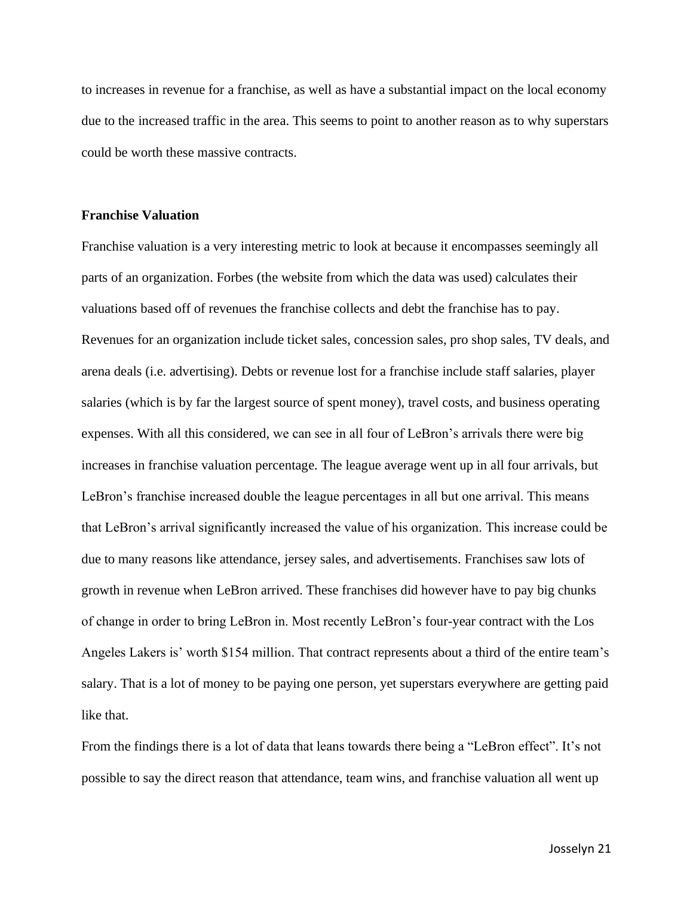to increases in revenue for a franchise, as well as have a substantial impact on the local economy due to the increased traffic in the area. This seems to point to another reason as to why superstars could be worth these massive contracts.

**Franchise Valuation**

Franchise valuation is a very interesting metric to look at because it encompasses seemingly all parts of an organization. Forbes (the website from which the data was used) calculates their valuations based off of revenues the franchise collects and debt the franchise has to pay. Revenues for an organization include ticket sales, concession sales, pro shop sales, TV deals, and arena deals (i.e. advertising). Debts or revenue lost for a franchise include staff salaries, player salaries (which is by far the largest source of spent money), travel costs, and business operating expenses. With all this considered, we can see in all four of LeBron's arrivals there were big increases in franchise valuation percentage. The league average went up in all four arrivals, but LeBron's franchise increased double the league percentages in all but one arrival. This means that LeBron's arrival significantly increased the value of his organization. This increase could be due to many reasons like attendance, jersey sales, and advertisements. Franchises saw lots of growth in revenue when LeBron arrived. These franchises did however have to pay big chunks of change in order to bring LeBron in. Most recently LeBron's four-year contract with the Los Angeles Lakers is' worth $154 million. That contract represents about a third of the entire team's salary. That is a lot of money to be paying one person, yet superstars everywhere are getting paid like that.

From the findings there is a lot of data that leans towards there being a "LeBron effect". It's not possible to say the direct reason that attendance, team wins, and franchise valuation all went up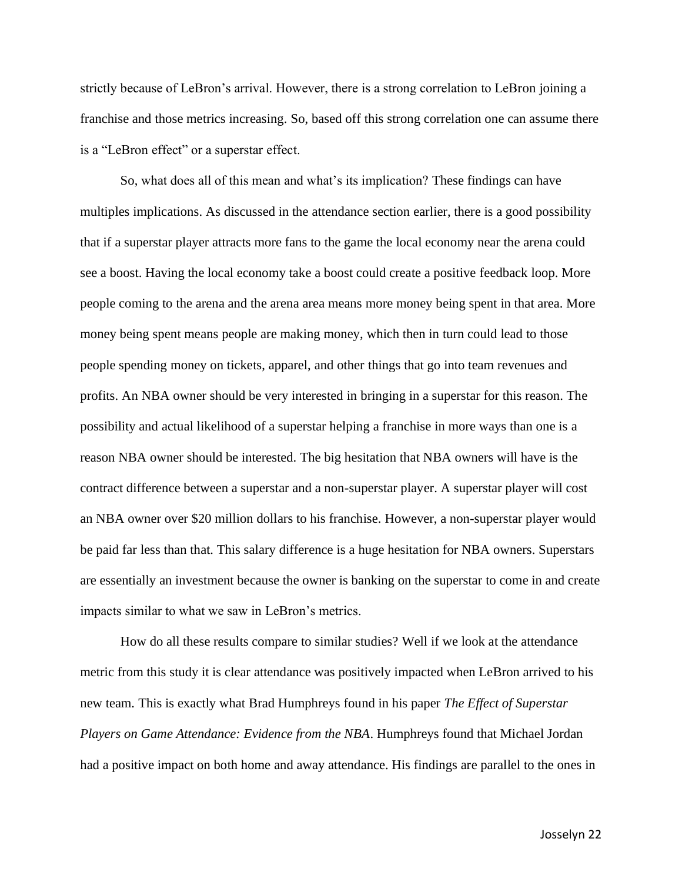strictly because of LeBron's arrival. However, there is a strong correlation to LeBron joining a franchise and those metrics increasing. So, based off this strong correlation one can assume there is a "LeBron effect" or a superstar effect.

So, what does all of this mean and what's its implication? These findings can have multiples implications. As discussed in the attendance section earlier, there is a good possibility that if a superstar player attracts more fans to the game the local economy near the arena could see a boost. Having the local economy take a boost could create a positive feedback loop. More people coming to the arena and the arena area means more money being spent in that area. More money being spent means people are making money, which then in turn could lead to those people spending money on tickets, apparel, and other things that go into team revenues and profits. An NBA owner should be very interested in bringing in a superstar for this reason. The possibility and actual likelihood of a superstar helping a franchise in more ways than one is a reason NBA owner should be interested. The big hesitation that NBA owners will have is the contract difference between a superstar and a non-superstar player. A superstar player will cost an NBA owner over $20 million dollars to his franchise. However, a non-superstar player would be paid far less than that. This salary difference is a huge hesitation for NBA owners. Superstars are essentially an investment because the owner is banking on the superstar to come in and create impacts similar to what we saw in LeBron's metrics.

How do all these results compare to similar studies? Well if we look at the attendance metric from this study it is clear attendance was positively impacted when LeBron arrived to his new team. This is exactly what Brad Humphreys found in his paper *The Effect of Superstar Players on Game Attendance: Evidence from the NBA*. Humphreys found that Michael Jordan had a positive impact on both home and away attendance. His findings are parallel to the ones in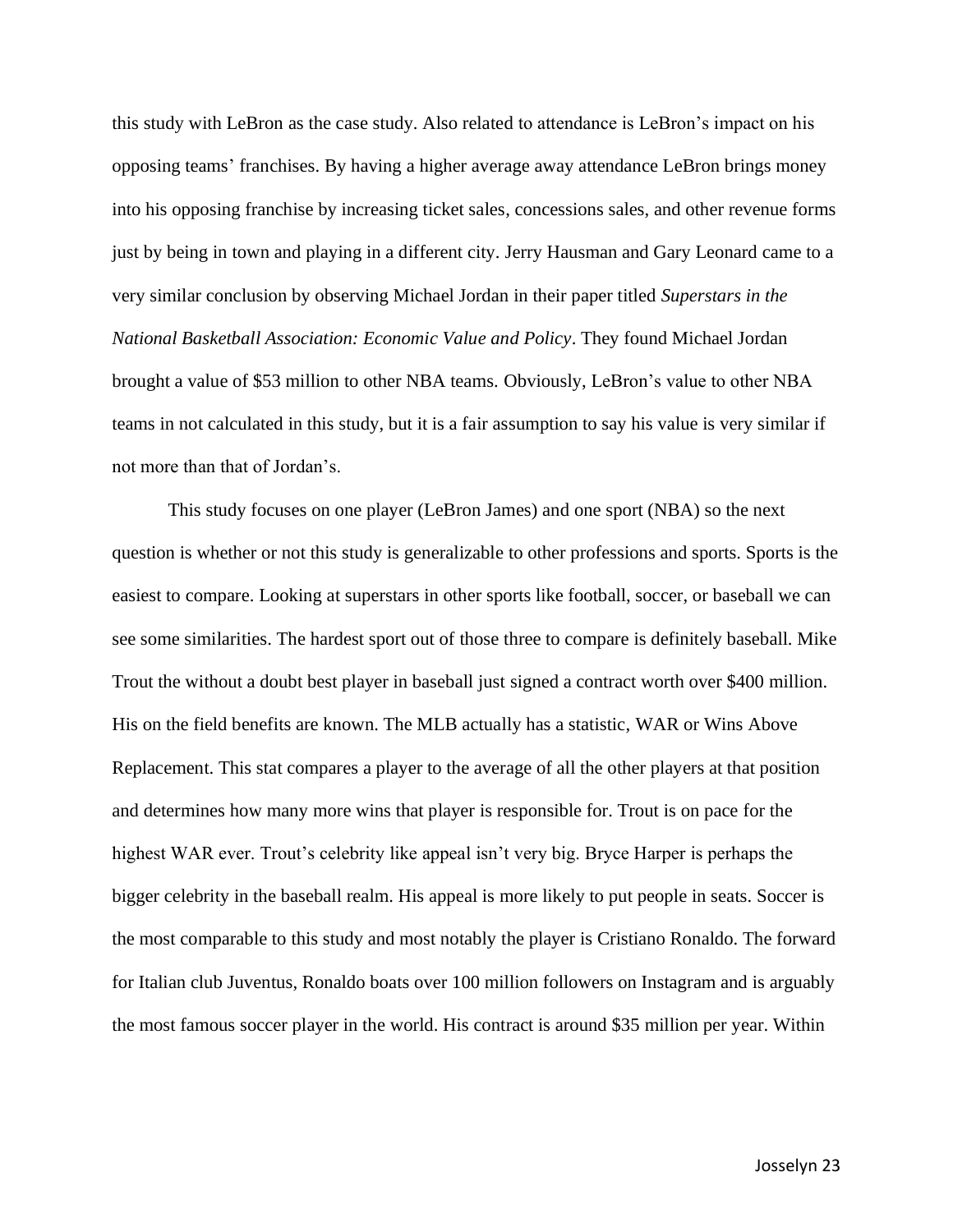this study with LeBron as the case study. Also related to attendance is LeBron's impact on his opposing teams' franchises. By having a higher average away attendance LeBron brings money into his opposing franchise by increasing ticket sales, concessions sales, and other revenue forms just by being in town and playing in a different city. Jerry Hausman and Gary Leonard came to a very similar conclusion by observing Michael Jordan in their paper titled *Superstars in the National Basketball Association: Economic Value and Policy*. They found Michael Jordan brought a value of $53 million to other NBA teams. Obviously, LeBron's value to other NBA teams in not calculated in this study, but it is a fair assumption to say his value is very similar if not more than that of Jordan's.

This study focuses on one player (LeBron James) and one sport (NBA) so the next question is whether or not this study is generalizable to other professions and sports. Sports is the easiest to compare. Looking at superstars in other sports like football, soccer, or baseball we can see some similarities. The hardest sport out of those three to compare is definitely baseball. Mike Trout the without a doubt best player in baseball just signed a contract worth over $400 million. His on the field benefits are known. The MLB actually has a statistic, WAR or Wins Above Replacement. This stat compares a player to the average of all the other players at that position and determines how many more wins that player is responsible for. Trout is on pace for the highest WAR ever. Trout's celebrity like appeal isn't very big. Bryce Harper is perhaps the bigger celebrity in the baseball realm. His appeal is more likely to put people in seats. Soccer is the most comparable to this study and most notably the player is Cristiano Ronaldo. The forward for Italian club Juventus, Ronaldo boats over 100 million followers on Instagram and is arguably the most famous soccer player in the world. His contract is around $35 million per year. Within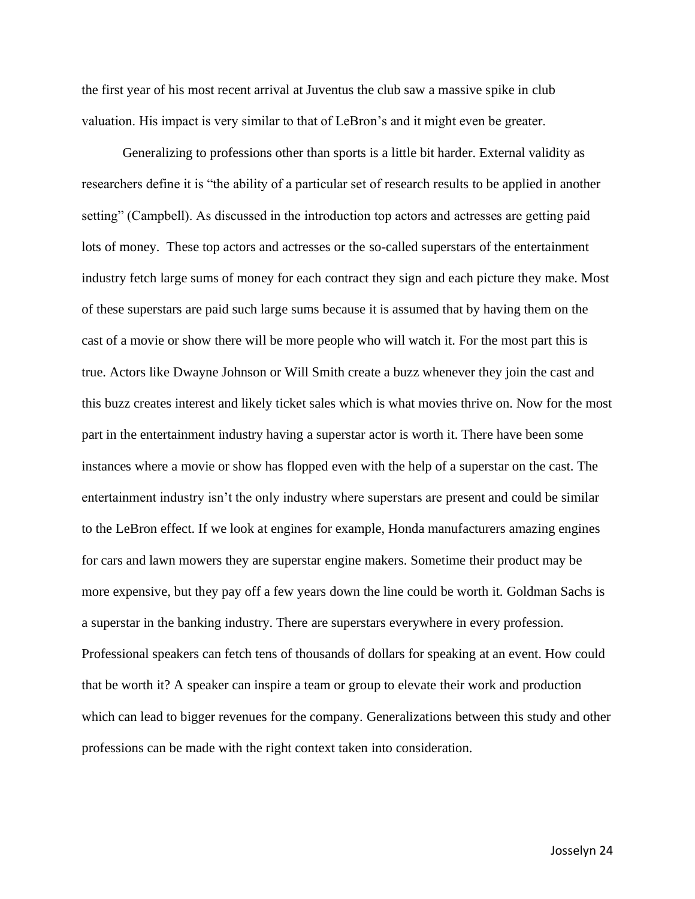the first year of his most recent arrival at Juventus the club saw a massive spike in club valuation. His impact is very similar to that of LeBron's and it might even be greater.

Generalizing to professions other than sports is a little bit harder. External validity as researchers define it is "the ability of a particular set of research results to be applied in another setting" (Campbell). As discussed in the introduction top actors and actresses are getting paid lots of money. These top actors and actresses or the so-called superstars of the entertainment industry fetch large sums of money for each contract they sign and each picture they make. Most of these superstars are paid such large sums because it is assumed that by having them on the cast of a movie or show there will be more people who will watch it. For the most part this is true. Actors like Dwayne Johnson or Will Smith create a buzz whenever they join the cast and this buzz creates interest and likely ticket sales which is what movies thrive on. Now for the most part in the entertainment industry having a superstar actor is worth it. There have been some instances where a movie or show has flopped even with the help of a superstar on the cast. The entertainment industry isn't the only industry where superstars are present and could be similar to the LeBron effect. If we look at engines for example, Honda manufacturers amazing engines for cars and lawn mowers they are superstar engine makers. Sometime their product may be more expensive, but they pay off a few years down the line could be worth it. Goldman Sachs is a superstar in the banking industry. There are superstars everywhere in every profession. Professional speakers can fetch tens of thousands of dollars for speaking at an event. How could that be worth it? A speaker can inspire a team or group to elevate their work and production which can lead to bigger revenues for the company. Generalizations between this study and other professions can be made with the right context taken into consideration.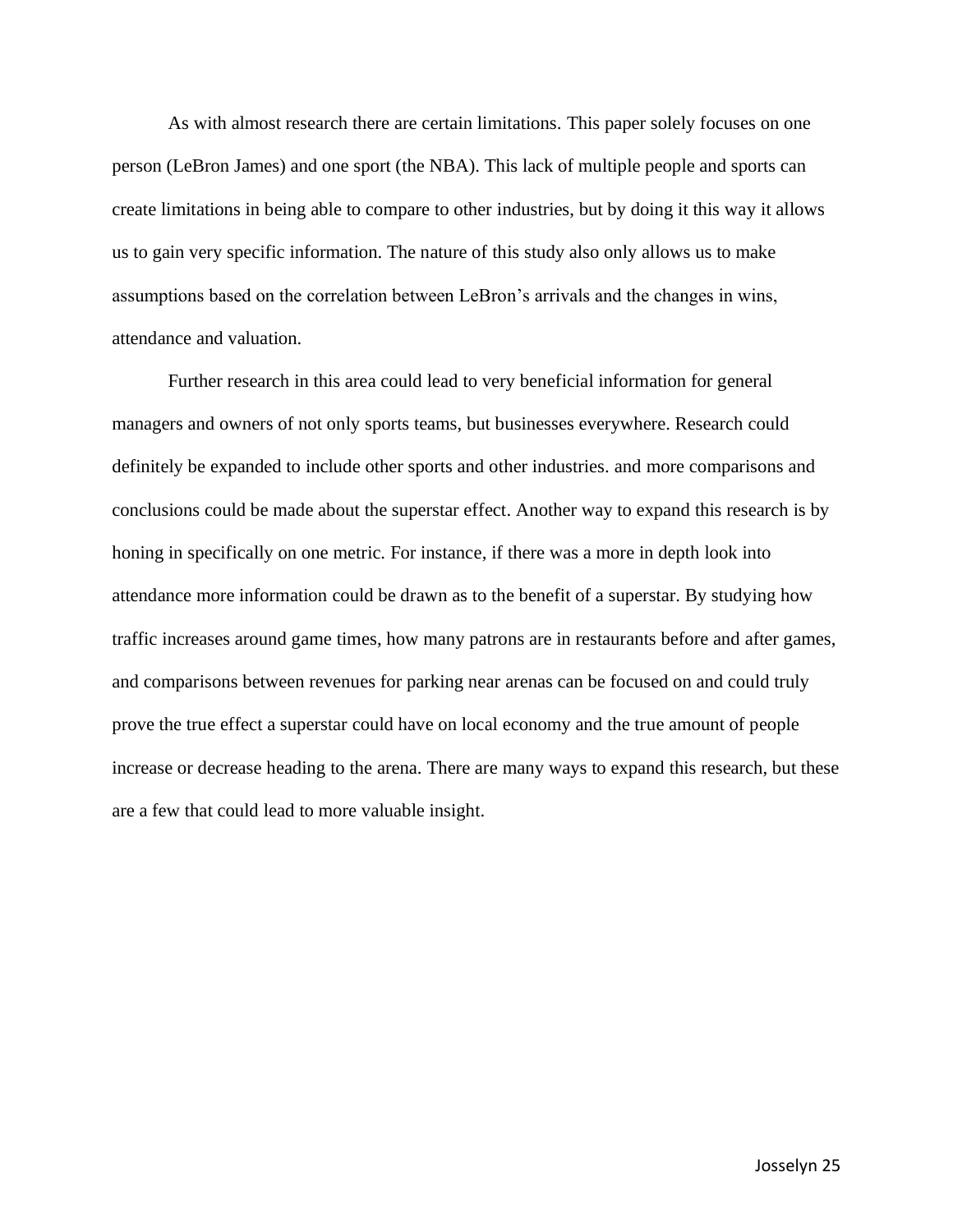As with almost research there are certain limitations. This paper solely focuses on one person (LeBron James) and one sport (the NBA). This lack of multiple people and sports can create limitations in being able to compare to other industries, but by doing it this way it allows us to gain very specific information. The nature of this study also only allows us to make assumptions based on the correlation between LeBron's arrivals and the changes in wins, attendance and valuation.

Further research in this area could lead to very beneficial information for general managers and owners of not only sports teams, but businesses everywhere. Research could definitely be expanded to include other sports and other industries. and more comparisons and conclusions could be made about the superstar effect. Another way to expand this research is by honing in specifically on one metric. For instance, if there was a more in depth look into attendance more information could be drawn as to the benefit of a superstar. By studying how traffic increases around game times, how many patrons are in restaurants before and after games, and comparisons between revenues for parking near arenas can be focused on and could truly prove the true effect a superstar could have on local economy and the true amount of people increase or decrease heading to the arena. There are many ways to expand this research, but these are a few that could lead to more valuable insight.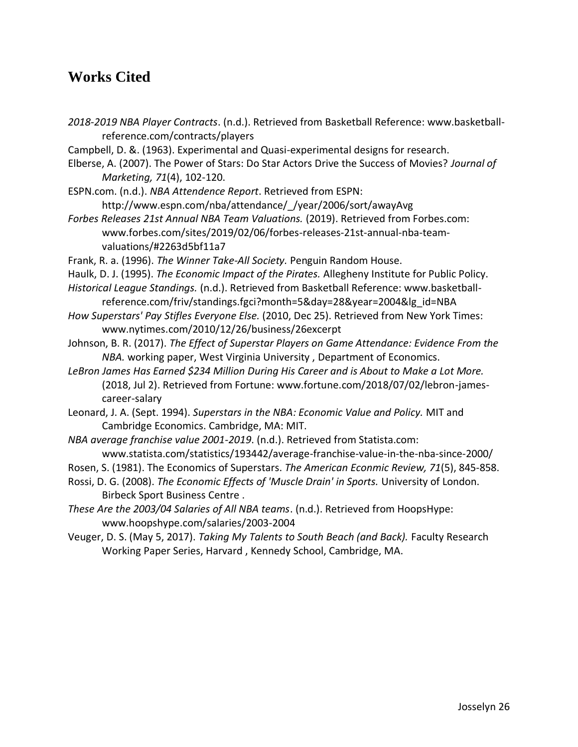## Works Cited

*2018-2019 NBA Player Contracts*. (n.d.). Retrieved from Basketball Reference: www.basketball-reference.com/contracts/players

Campbell, D. &. (1963). Experimental and Quasi-experimental designs for research.

Elberse, A. (2007). The Power of Stars: Do Star Actors Drive the Success of Movies? *Journal of Marketing, 71*(4), 102-120.

ESPN.com. (n.d.). *NBA Attendence Report*. Retrieved from ESPN: http://www.espn.com/nba/attendance/_/year/2006/sort/awayAvg

*Forbes Releases 21st Annual NBA Team Valuations.* (2019). Retrieved from Forbes.com: www.forbes.com/sites/2019/02/06/forbes-releases-21st-annual-nba-team-valuations/#2263d5bf11a7

Frank, R. a. (1996). *The Winner Take-All Society.* Penguin Random House.

Haulk, D. J. (1995). *The Economic Impact of the Pirates.* Allegheny Institute for Public Policy.

*Historical League Standings.* (n.d.). Retrieved from Basketball Reference: www.basketball-reference.com/friv/standings.fgci?month=5&day=28&year=2004&lg_id=NBA

*How Superstars' Pay Stifles Everyone Else.* (2010, Dec 25). Retrieved from New York Times: www.nytimes.com/2010/12/26/business/26excerpt

Johnson, B. R. (2017). *The Effect of Superstar Players on Game Attendance: Evidence From the NBA.* working paper, West Virginia University , Department of Economics.

*LeBron James Has Earned $234 Million During His Career and is About to Make a Lot More.* (2018, Jul 2). Retrieved from Fortune: www.fortune.com/2018/07/02/lebron-james-career-salary

Leonard, J. A. (Sept. 1994). *Superstars in the NBA: Economic Value and Policy.* MIT and Cambridge Economics. Cambridge, MA: MIT.

*NBA average franchise value 2001-2019*. (n.d.). Retrieved from Statista.com: www.statista.com/statistics/193442/average-franchise-value-in-the-nba-since-2000/

Rosen, S. (1981). The Economics of Superstars. *The American Econmic Review, 71*(5), 845-858.

Rossi, D. G. (2008). *The Economic Effects of 'Muscle Drain' in Sports.* University of London. Birbeck Sport Business Centre .

*These Are the 2003/04 Salaries of All NBA teams*. (n.d.). Retrieved from HoopsHype: www.hoopshype.com/salaries/2003-2004

Veuger, D. S. (May 5, 2017). *Taking My Talents to South Beach (and Back).* Faculty Research Working Paper Series, Harvard , Kennedy School, Cambridge, MA.